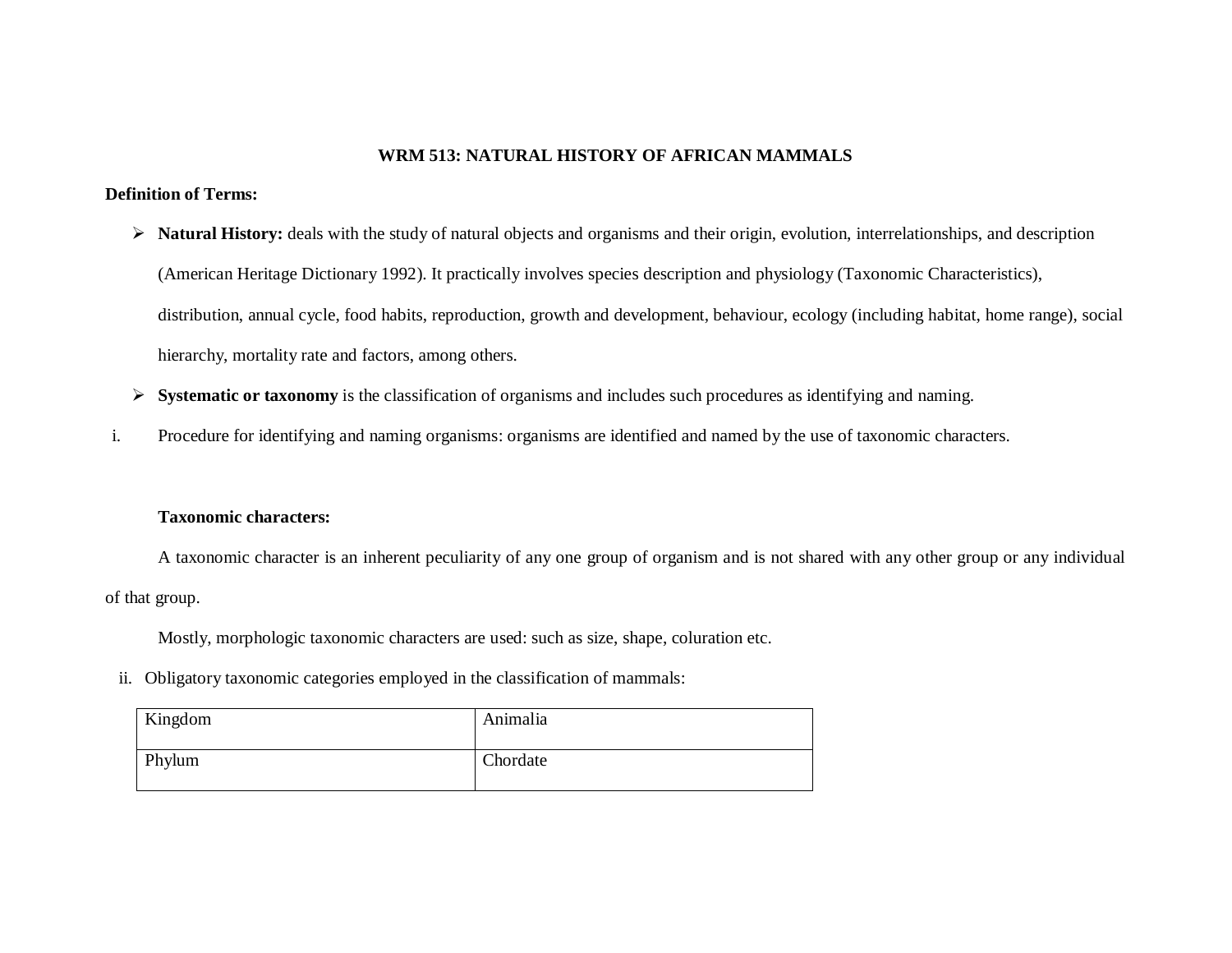# WRM 513: NATURAL HISTORY OF AFRICAN MAMMALS

**Definition of Terms:**

- **Natural History:** deals with the study of natural objects and organisms and their origin, evolution, interrelationships, and description (American Heritage Dictionary 1992). It practically involves species description and physiology (Taxonomic Characteristics), distribution, annual cycle, food habits, reproduction, growth and development, behaviour, ecology (including habitat, home range), social hierarchy, mortality rate and factors, among others.
- **Systematic or taxonomy** is the classification of organisms and includes such procedures as identifying and naming.

i. Procedure for identifying and naming organisms: organisms are identified and named by the use of taxonomic characters.

**Taxonomic characters:**

A taxonomic character is an inherent peculiarity of any one group of organism and is not shared with any other group or any individual of that group.

Mostly, morphologic taxonomic characters are used: such as size, shape, coluration etc.

ii. Obligatory taxonomic categories employed in the classification of mammals:

| Kingdom | Animalia |
|---|---|
| Phylum | Chordate |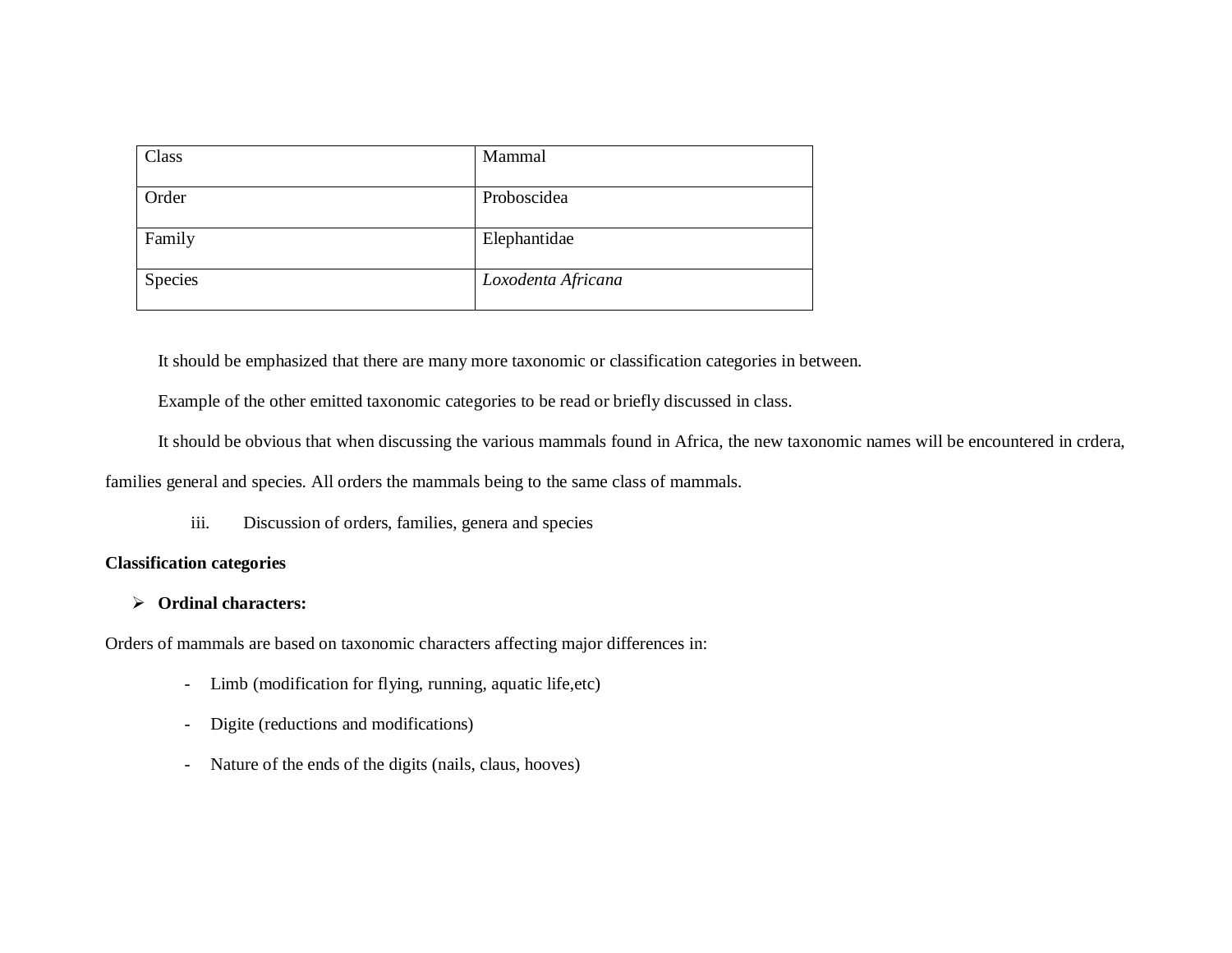| Class | Mammal |
| --- | --- |
| Order | Proboscidea |
| Family | Elephantidae |
| Species | *Loxodenta Africana* |

It should be emphasized that there are many more taxonomic or classification categories in between.

Example of the other emitted taxonomic categories to be read or briefly discussed in class.

It should be obvious that when discussing the various mammals found in Africa, the new taxonomic names will be encountered in crdera, families general and species. All orders the mammals being to the same class of mammals.

iii. Discussion of orders, families, genera and species

**Classification categories**

- **Ordinal characters:**

Orders of mammals are based on taxonomic characters affecting major differences in:

- Limb (modification for flying, running, aquatic life,etc)
- Digite (reductions and modifications)
- Nature of the ends of the digits (nails, claus, hooves)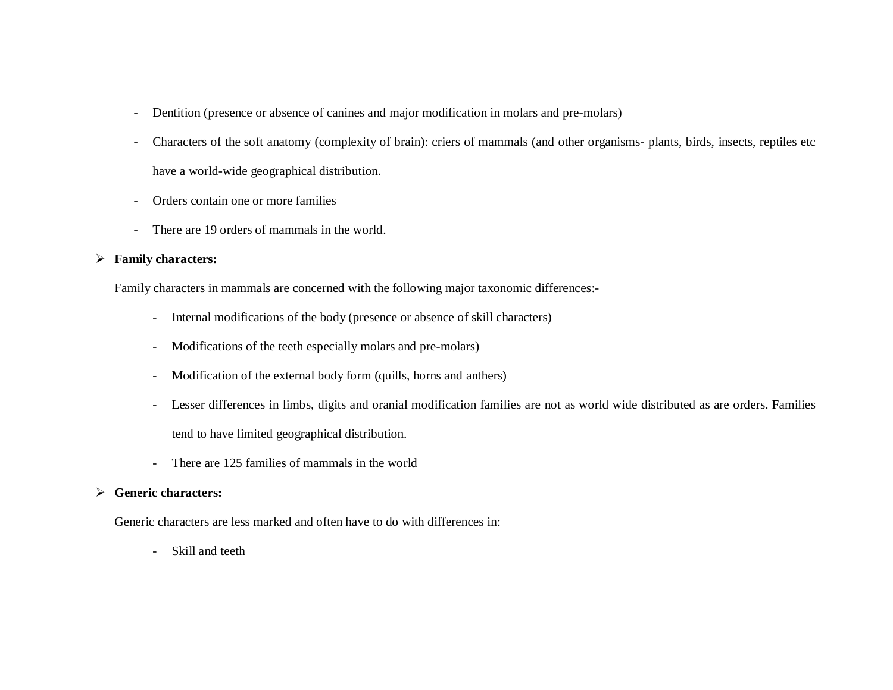- Dentition (presence or absence of canines and major modification in molars and pre-molars)
- Characters of the soft anatomy (complexity of brain): criers of mammals (and other organisms- plants, birds, insects, reptiles etc have a world-wide geographical distribution.
- Orders contain one or more families
- There are 19 orders of mammals in the world.

- **Family characters:**

  Family characters in mammals are concerned with the following major taxonomic differences:-

  - Internal modifications of the body (presence or absence of skill characters)
  - Modifications of the teeth especially molars and pre-molars)
  - Modification of the external body form (quills, horns and anthers)
  - Lesser differences in limbs, digits and oranial modification families are not as world wide distributed as are orders. Families tend to have limited geographical distribution.
  - There are 125 families of mammals in the world

- **Generic characters:**

  Generic characters are less marked and often have to do with differences in:

  - Skill and teeth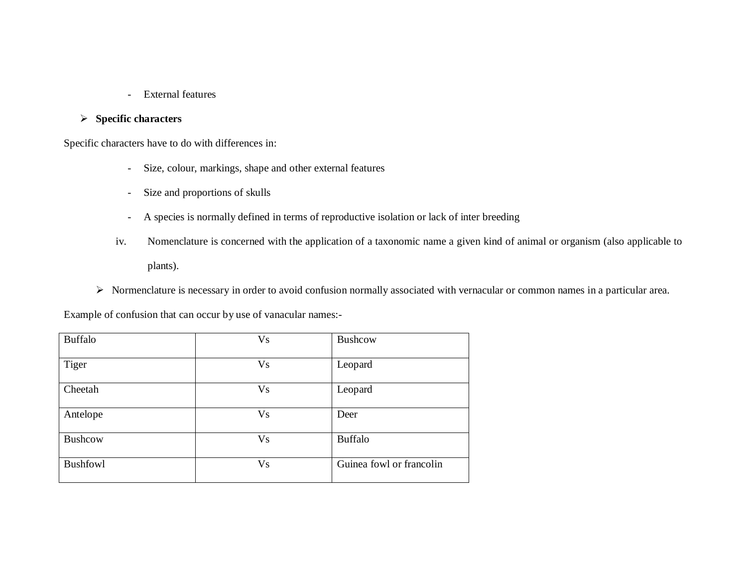- External features

- **Specific characters**

Specific characters have to do with differences in:

- Size, colour, markings, shape and other external features
- Size and proportions of skulls
- A species is normally defined in terms of reproductive isolation or lack of inter breeding

iv. Nomenclature is concerned with the application of a taxonomic name a given kind of animal or organism (also applicable to plants).

- Normenclature is necessary in order to avoid confusion normally associated with vernacular or common names in a particular area.

Example of confusion that can occur by use of vanacular names:-

| | | |
|---|---|---|
| Buffalo | Vs | Bushcow |
| Tiger | Vs | Leopard |
| Cheetah | Vs | Leopard |
| Antelope | Vs | Deer |
| Bushcow | Vs | Buffalo |
| Bushfowl | Vs | Guinea fowl or francolin |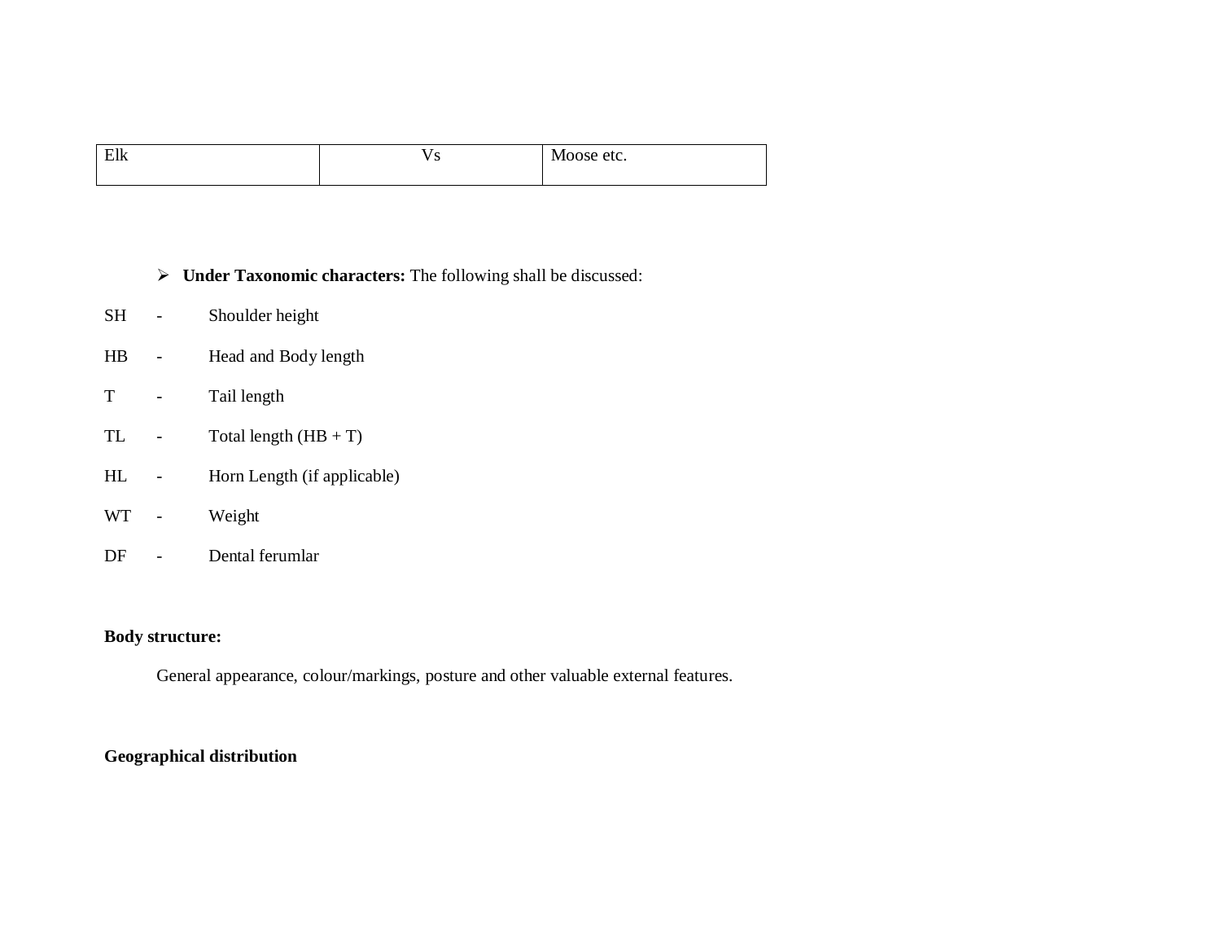| Elk | Vs | Moose etc. |
|---|---|---|

- **Under Taxonomic characters:** The following shall be discussed:

SH - Shoulder height

HB - Head and Body length

T - Tail length

TL - Total length (HB + T)

HL - Horn Length (if applicable)

WT - Weight

DF - Dental ferumlar

**Body structure:**

General appearance, colour/markings, posture and other valuable external features.

**Geographical distribution**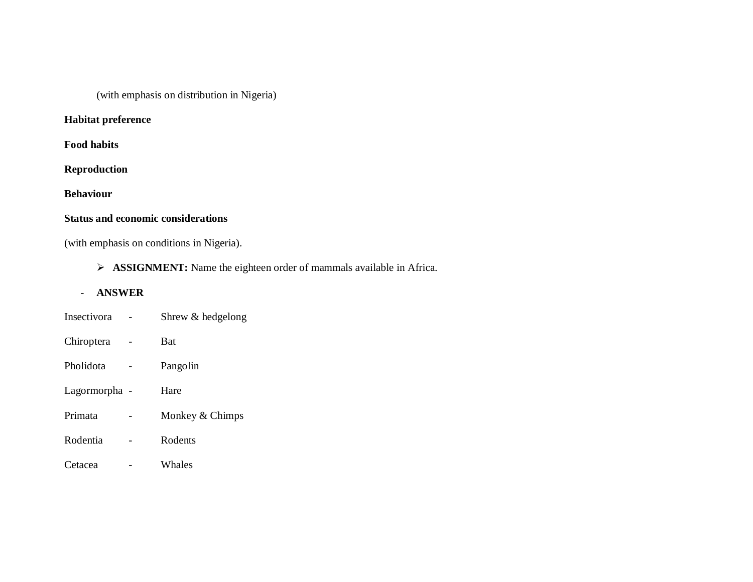(with emphasis on distribution in Nigeria)

**Habitat preference**

**Food habits**

**Reproduction**

**Behaviour**

**Status and economic considerations**

(with emphasis on conditions in Nigeria).

- **ASSIGNMENT:** Name the eighteen order of mammals available in Africa.

- **ANSWER**

Insectivora - Shrew & hedgelong

Chiroptera - Bat

Pholidota - Pangolin

Lagormorpha - Hare

Primata - Monkey & Chimps

Rodentia - Rodents

Cetacea - Whales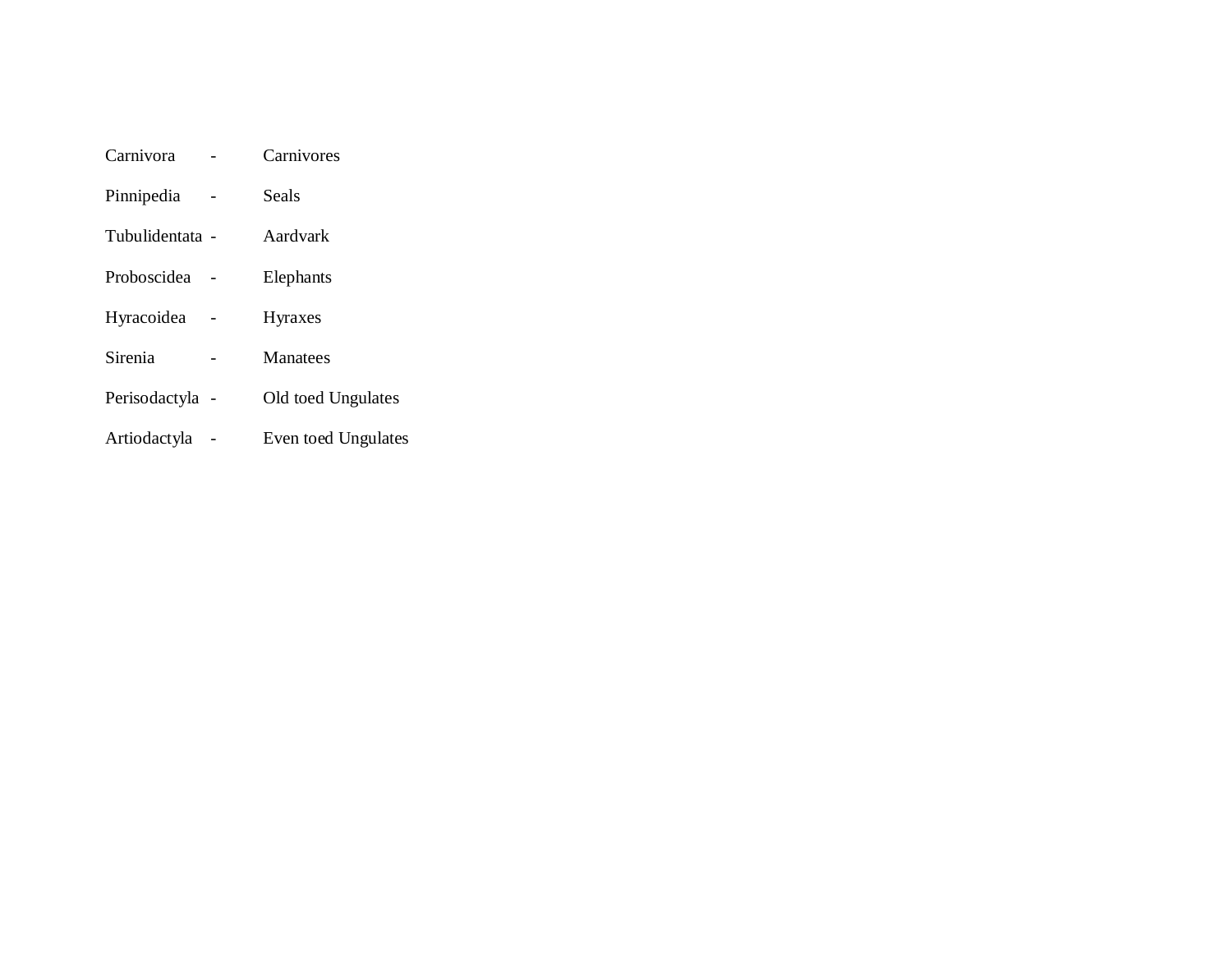Carnivora - Carnivores

Pinnipedia - Seals

Tubulidentata - Aardvark

Proboscidea - Elephants

Hyracoidea - Hyraxes

Sirenia - Manatees

Perisodactyla - Old toed Ungulates

Artiodactyla - Even toed Ungulates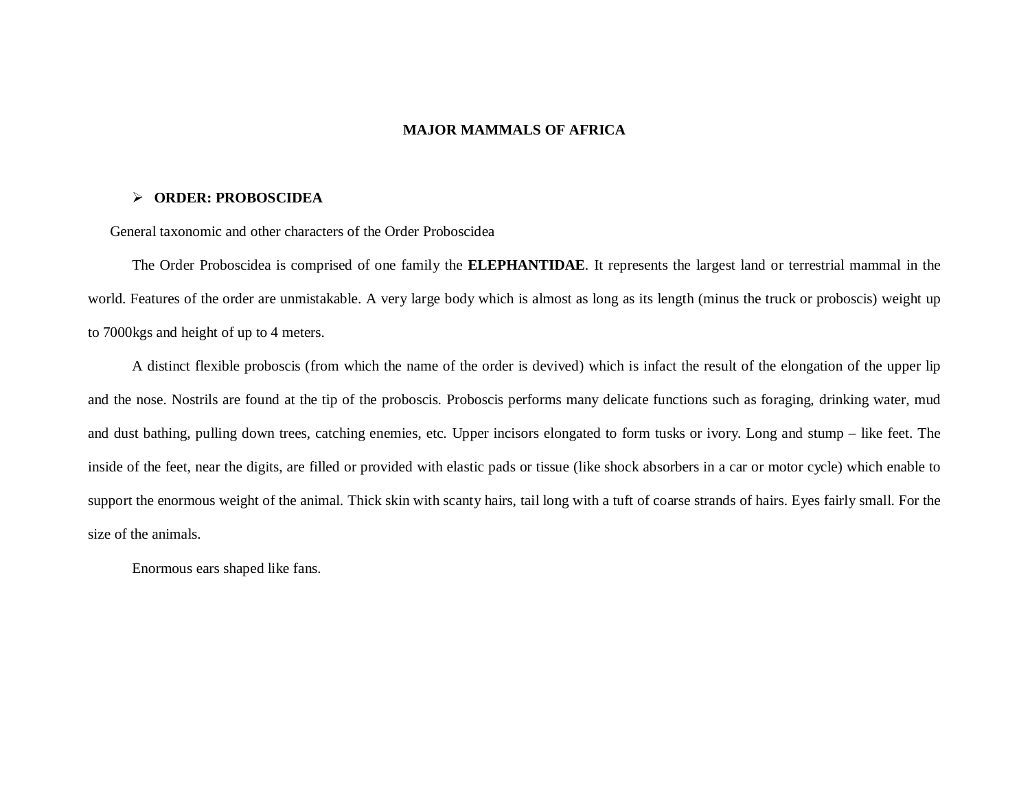# MAJOR MAMMALS OF AFRICA

- **ORDER: PROBOSCIDEA**

General taxonomic and other characters of the Order Proboscidea

The Order Proboscidea is comprised of one family the **ELEPHANTIDAE**. It represents the largest land or terrestrial mammal in the world. Features of the order are unmistakable. A very large body which is almost as long as its length (minus the truck or proboscis) weight up to 7000kgs and height of up to 4 meters.

A distinct flexible proboscis (from which the name of the order is devived) which is infact the result of the elongation of the upper lip and the nose. Nostrils are found at the tip of the proboscis. Proboscis performs many delicate functions such as foraging, drinking water, mud and dust bathing, pulling down trees, catching enemies, etc. Upper incisors elongated to form tusks or ivory. Long and stump – like feet. The inside of the feet, near the digits, are filled or provided with elastic pads or tissue (like shock absorbers in a car or motor cycle) which enable to support the enormous weight of the animal. Thick skin with scanty hairs, tail long with a tuft of coarse strands of hairs. Eyes fairly small. For the size of the animals.

Enormous ears shaped like fans.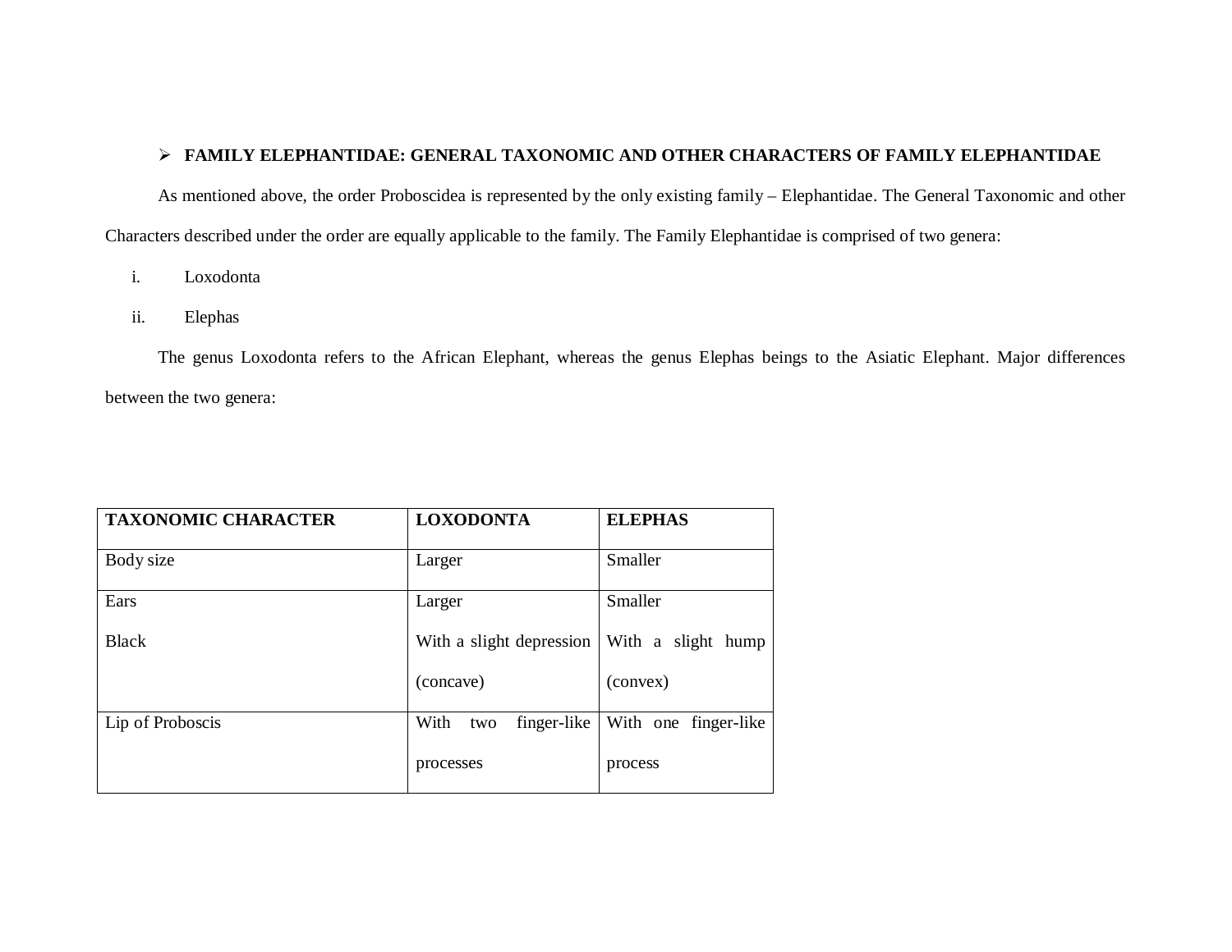- **FAMILY ELEPHANTIDAE: GENERAL TAXONOMIC AND OTHER CHARACTERS OF FAMILY ELEPHANTIDAE**

As mentioned above, the order Proboscidea is represented by the only existing family – Elephantidae. The General Taxonomic and other Characters described under the order are equally applicable to the family. The Family Elephantidae is comprised of two genera:

i. Loxodonta

ii. Elephas

The genus Loxodonta refers to the African Elephant, whereas the genus Elephas beings to the Asiatic Elephant. Major differences between the two genera:

| TAXONOMIC CHARACTER | LOXODONTA | ELEPHAS |
|---|---|---|
| Body size | Larger | Smaller |
| Ears<br>Black | Larger<br>With a slight depression (concave) | Smaller<br>With a slight hump (convex) |
| Lip of Proboscis | With two finger-like processes | With one finger-like process |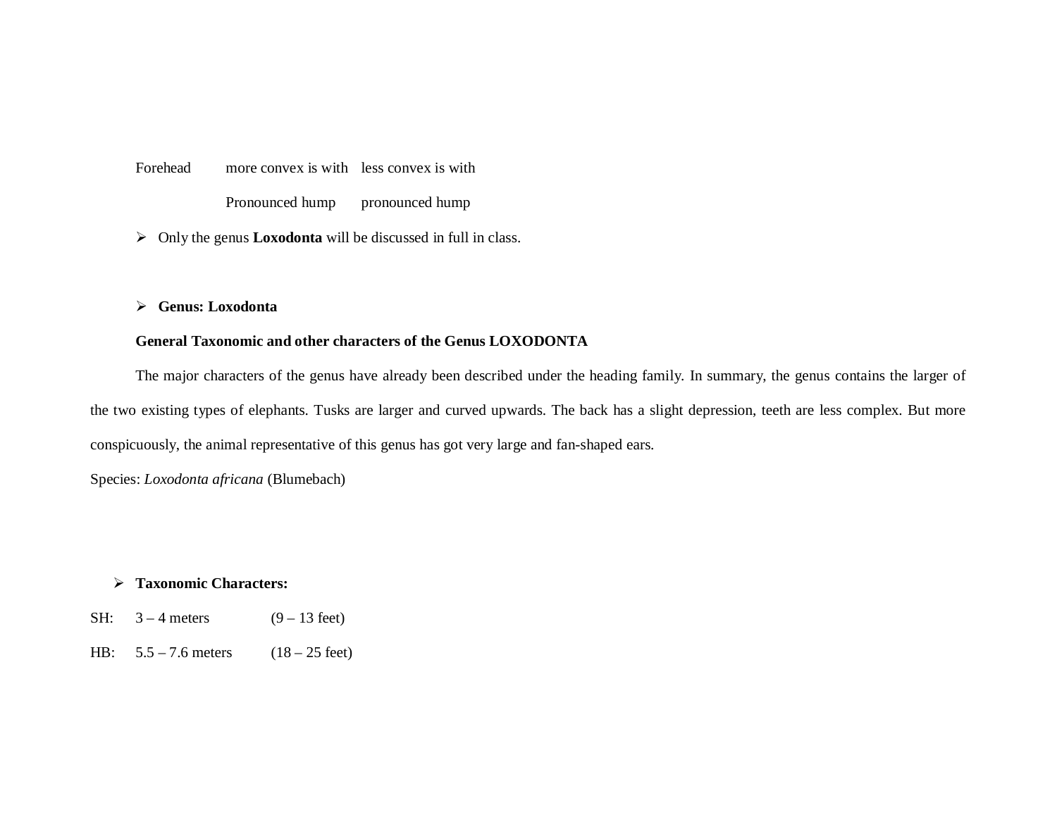| Forehead | more convex is with | less convex is with |
|---|---|---|
| | Pronounced hump | pronounced hump |

- Only the genus **Loxodonta** will be discussed in full in class.

- **Genus: Loxodonta**

**General Taxonomic and other characters of the Genus LOXODONTA**

The major characters of the genus have already been described under the heading family. In summary, the genus contains the larger of the two existing types of elephants. Tusks are larger and curved upwards. The back has a slight depression, teeth are less complex. But more conspicuously, the animal representative of this genus has got very large and fan-shaped ears.

Species: *Loxodonta africana* (Blumebach)

- **Taxonomic Characters:**

SH: 3 – 4 meters (9 – 13 feet)

HB: 5.5 – 7.6 meters (18 – 25 feet)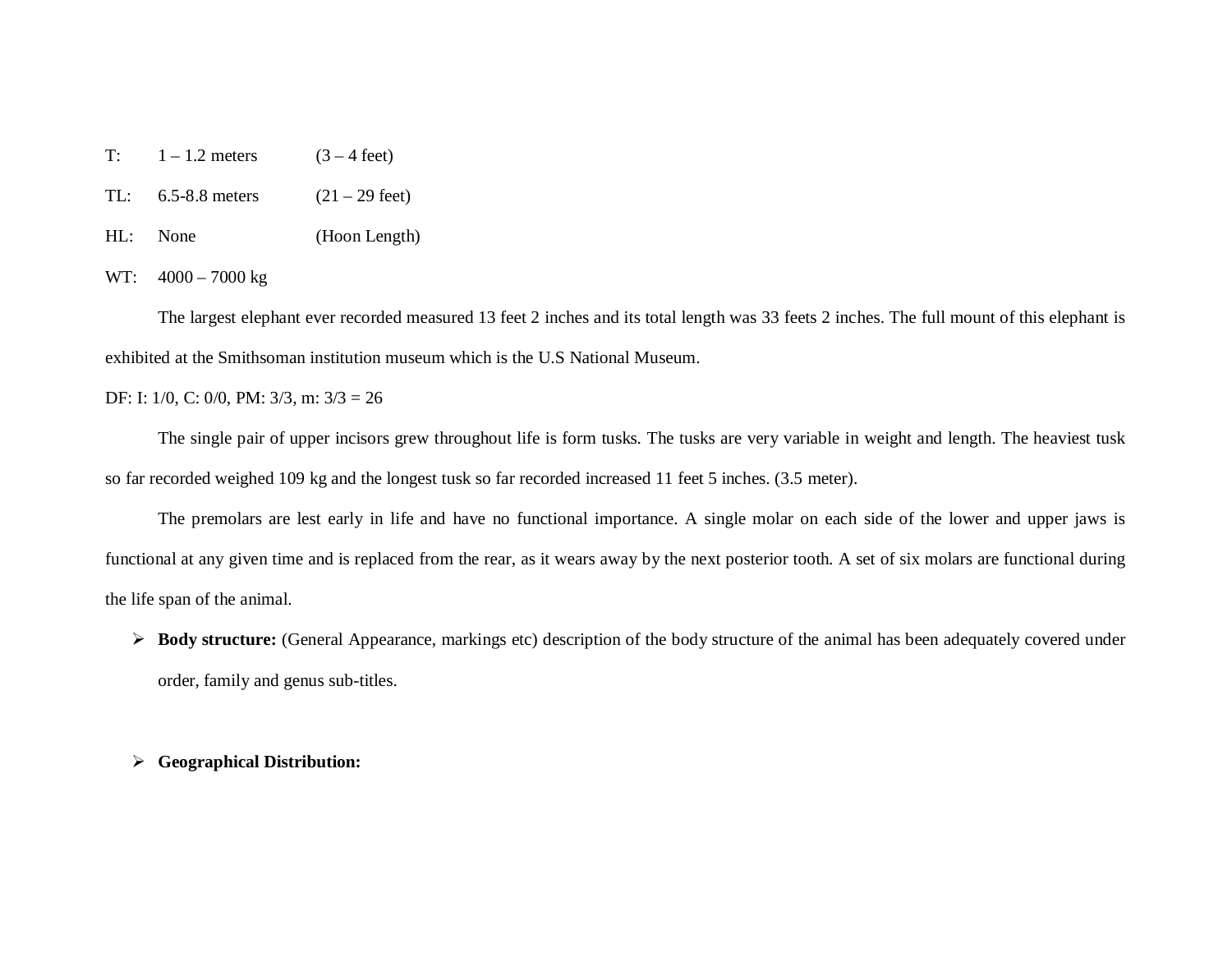T: 1 – 1.2 meters (3 – 4 feet)

TL: 6.5-8.8 meters (21 – 29 feet)

HL: None (Hoon Length)

WT: 4000 – 7000 kg

The largest elephant ever recorded measured 13 feet 2 inches and its total length was 33 feets 2 inches. The full mount of this elephant is exhibited at the Smithsoman institution museum which is the U.S National Museum.

DF: I: 1/0, C: 0/0, PM: 3/3, m: 3/3 = 26

The single pair of upper incisors grew throughout life is form tusks. The tusks are very variable in weight and length. The heaviest tusk so far recorded weighed 109 kg and the longest tusk so far recorded increased 11 feet 5 inches. (3.5 meter).

The premolars are lest early in life and have no functional importance. A single molar on each side of the lower and upper jaws is functional at any given time and is replaced from the rear, as it wears away by the next posterior tooth. A set of six molars are functional during the life span of the animal.

- **Body structure:** (General Appearance, markings etc) description of the body structure of the animal has been adequately covered under order, family and genus sub-titles.

- **Geographical Distribution:**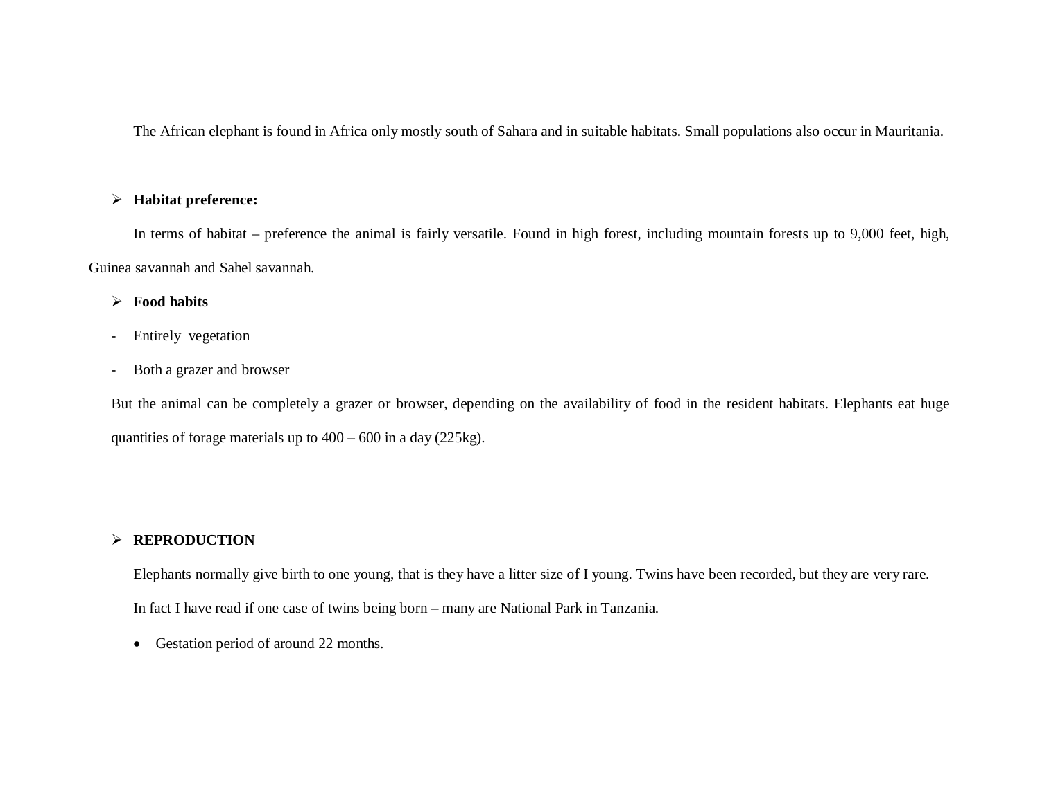The African elephant is found in Africa only mostly south of Sahara and in suitable habitats. Small populations also occur in Mauritania.

- **Habitat preference:**

In terms of habitat – preference the animal is fairly versatile. Found in high forest, including mountain forests up to 9,000 feet, high, Guinea savannah and Sahel savannah.

- **Food habits**

- Entirely vegetation
- Both a grazer and browser

But the animal can be completely a grazer or browser, depending on the availability of food in the resident habitats. Elephants eat huge quantities of forage materials up to 400 – 600 in a day (225kg).

- **REPRODUCTION**

Elephants normally give birth to one young, that is they have a litter size of I young. Twins have been recorded, but they are very rare. In fact I have read if one case of twins being born – many are National Park in Tanzania.

- Gestation period of around 22 months.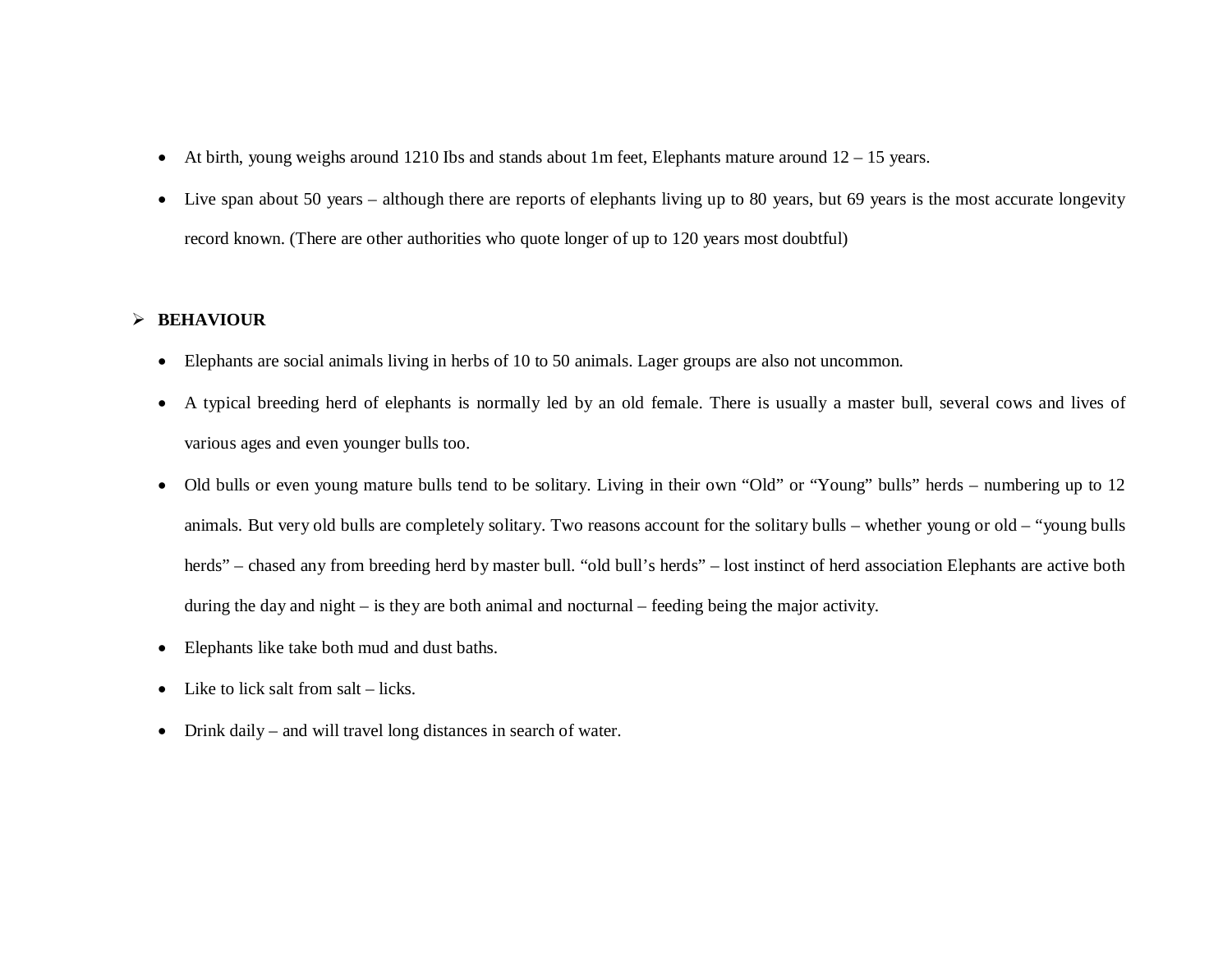- At birth, young weighs around 1210 Ibs and stands about 1m feet, Elephants mature around 12 – 15 years.
- Live span about 50 years – although there are reports of elephants living up to 80 years, but 69 years is the most accurate longevity record known. (There are other authorities who quote longer of up to 120 years most doubtful)

- **BEHAVIOUR**
  - Elephants are social animals living in herbs of 10 to 50 animals. Lager groups are also not uncommon.
  - A typical breeding herd of elephants is normally led by an old female. There is usually a master bull, several cows and lives of various ages and even younger bulls too.
  - Old bulls or even young mature bulls tend to be solitary. Living in their own "Old" or "Young" bulls" herds – numbering up to 12 animals. But very old bulls are completely solitary. Two reasons account for the solitary bulls – whether young or old – "young bulls herds" – chased any from breeding herd by master bull. "old bull's herds" – lost instinct of herd association Elephants are active both during the day and night – is they are both animal and nocturnal – feeding being the major activity.
  - Elephants like take both mud and dust baths.
  - Like to lick salt from salt – licks.
  - Drink daily – and will travel long distances in search of water.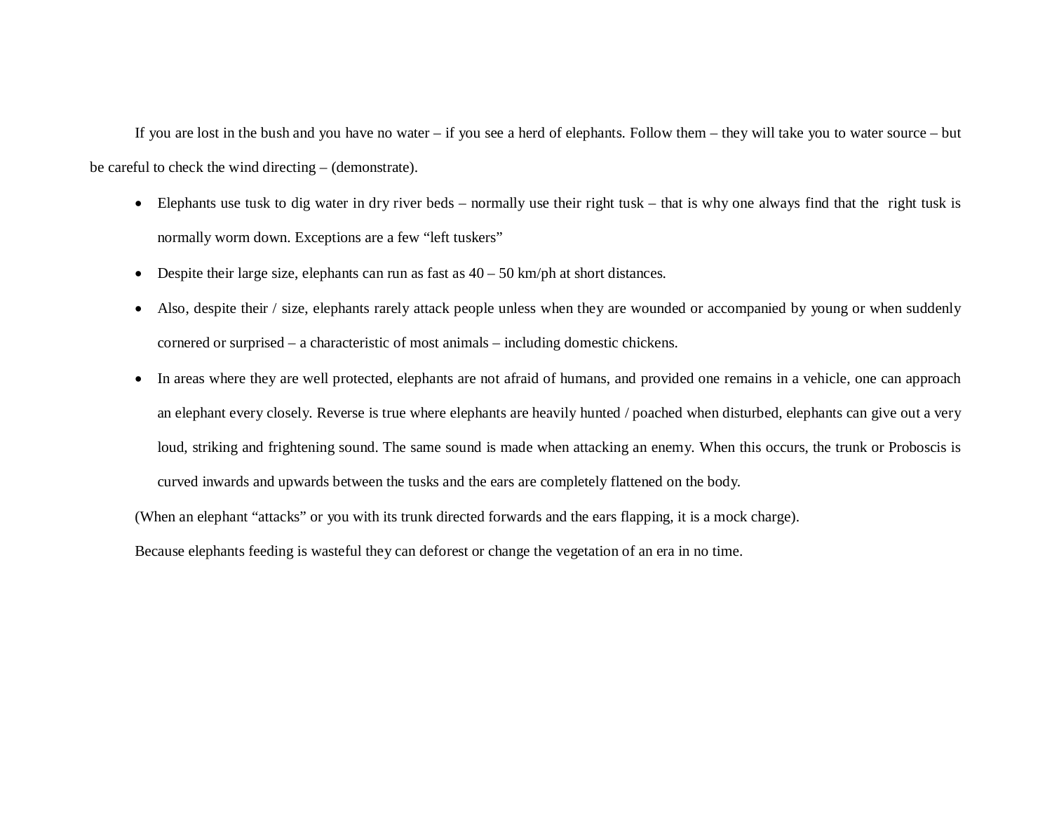If you are lost in the bush and you have no water – if you see a herd of elephants. Follow them – they will take you to water source – but be careful to check the wind directing – (demonstrate).

- Elephants use tusk to dig water in dry river beds – normally use their right tusk – that is why one always find that the right tusk is normally worm down. Exceptions are a few "left tuskers"
- Despite their large size, elephants can run as fast as 40 – 50 km/ph at short distances.
- Also, despite their / size, elephants rarely attack people unless when they are wounded or accompanied by young or when suddenly cornered or surprised – a characteristic of most animals – including domestic chickens.
- In areas where they are well protected, elephants are not afraid of humans, and provided one remains in a vehicle, one can approach an elephant every closely. Reverse is true where elephants are heavily hunted / poached when disturbed, elephants can give out a very loud, striking and frightening sound. The same sound is made when attacking an enemy. When this occurs, the trunk or Proboscis is curved inwards and upwards between the tusks and the ears are completely flattened on the body.

(When an elephant "attacks" or you with its trunk directed forwards and the ears flapping, it is a mock charge).

Because elephants feeding is wasteful they can deforest or change the vegetation of an era in no time.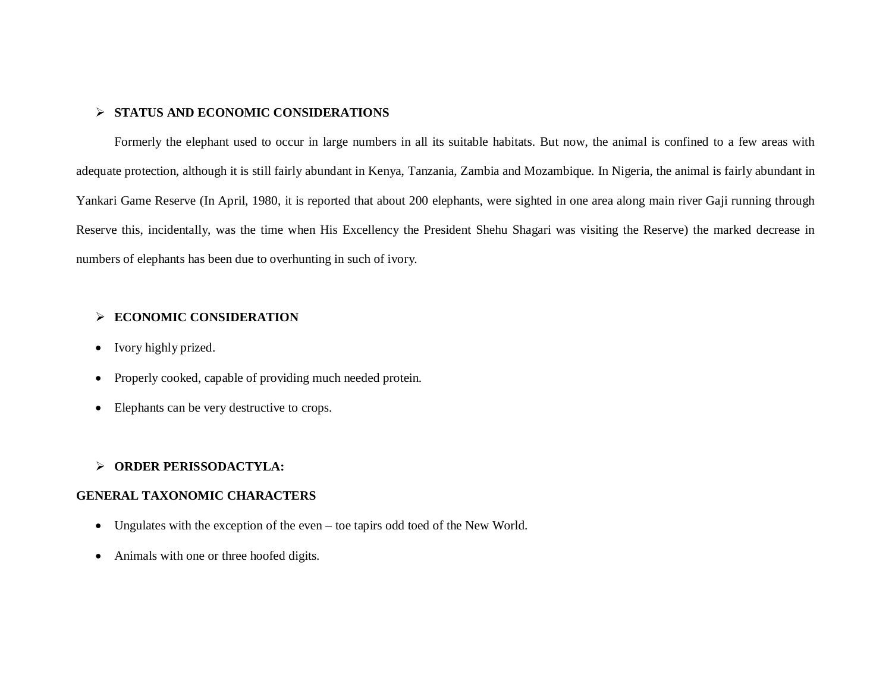- **STATUS AND ECONOMIC CONSIDERATIONS**

Formerly the elephant used to occur in large numbers in all its suitable habitats. But now, the animal is confined to a few areas with adequate protection, although it is still fairly abundant in Kenya, Tanzania, Zambia and Mozambique. In Nigeria, the animal is fairly abundant in Yankari Game Reserve (In April, 1980, it is reported that about 200 elephants, were sighted in one area along main river Gaji running through Reserve this, incidentally, was the time when His Excellency the President Shehu Shagari was visiting the Reserve) the marked decrease in numbers of elephants has been due to overhunting in such of ivory.

- **ECONOMIC CONSIDERATION**

- Ivory highly prized.
- Properly cooked, capable of providing much needed protein.
- Elephants can be very destructive to crops.

- **ORDER PERISSODACTYLA:**

**GENERAL TAXONOMIC CHARACTERS**

- Ungulates with the exception of the even – toe tapirs odd toed of the New World.
- Animals with one or three hoofed digits.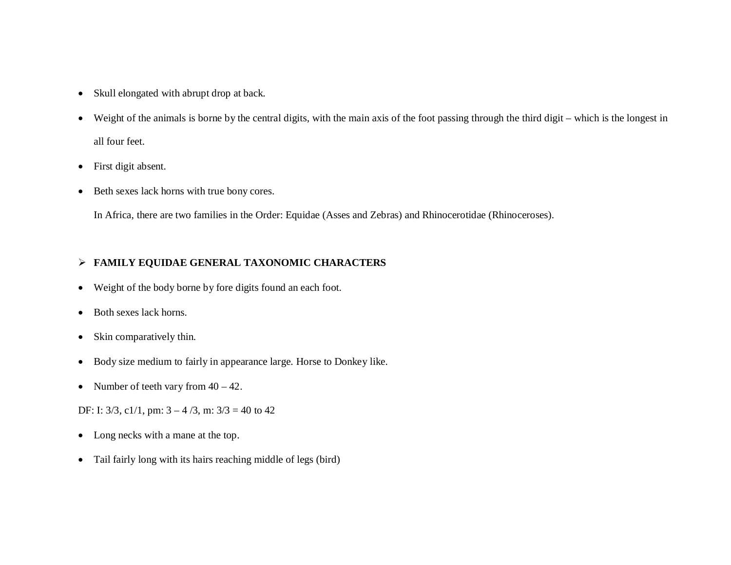- Skull elongated with abrupt drop at back.
- Weight of the animals is borne by the central digits, with the main axis of the foot passing through the third digit – which is the longest in all four feet.
- First digit absent.
- Beth sexes lack horns with true bony cores.

  In Africa, there are two families in the Order: Equidae (Asses and Zebras) and Rhinocerotidae (Rhinoceroses).

- **FAMILY EQUIDAE GENERAL TAXONOMIC CHARACTERS**

- Weight of the body borne by fore digits found an each foot.
- Both sexes lack horns.
- Skin comparatively thin.
- Body size medium to fairly in appearance large. Horse to Donkey like.
- Number of teeth vary from 40 – 42.

DF: I: 3/3, c1/1, pm: 3 – 4 /3, m: 3/3 = 40 to 42

- Long necks with a mane at the top.
- Tail fairly long with its hairs reaching middle of legs (bird)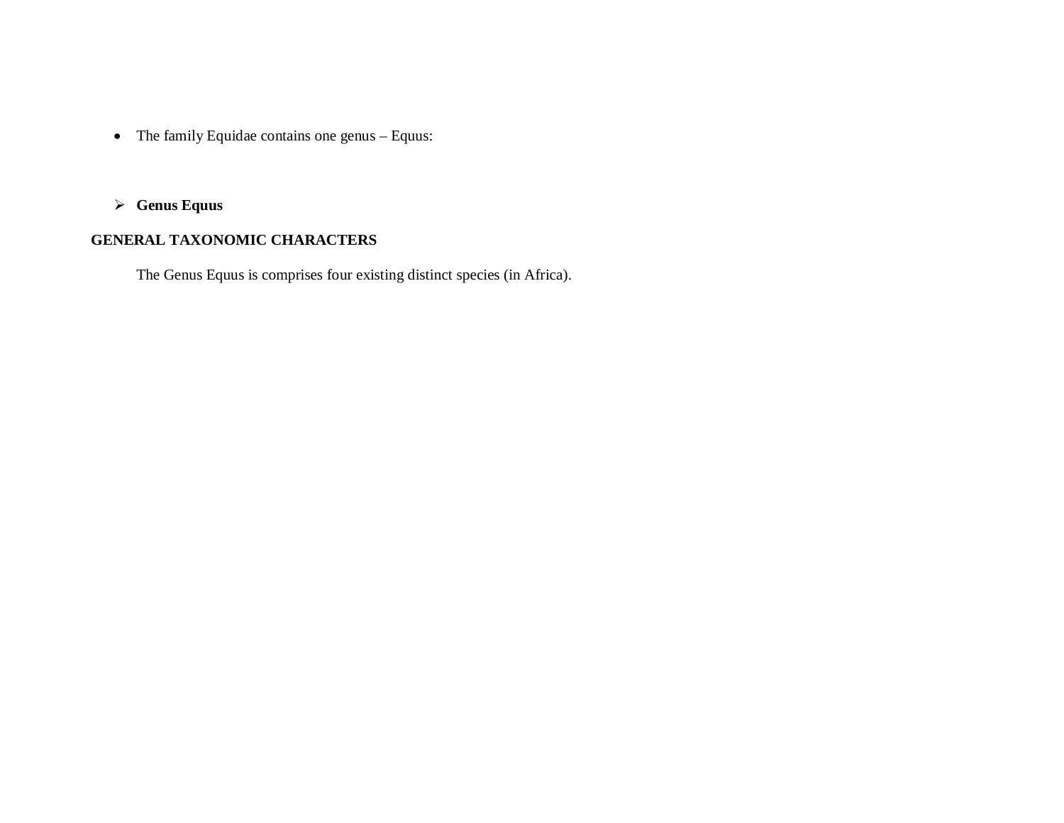- The family Equidae contains one genus – Equus:

- **Genus Equus**

**GENERAL TAXONOMIC CHARACTERS**

The Genus Equus is comprises four existing distinct species (in Africa).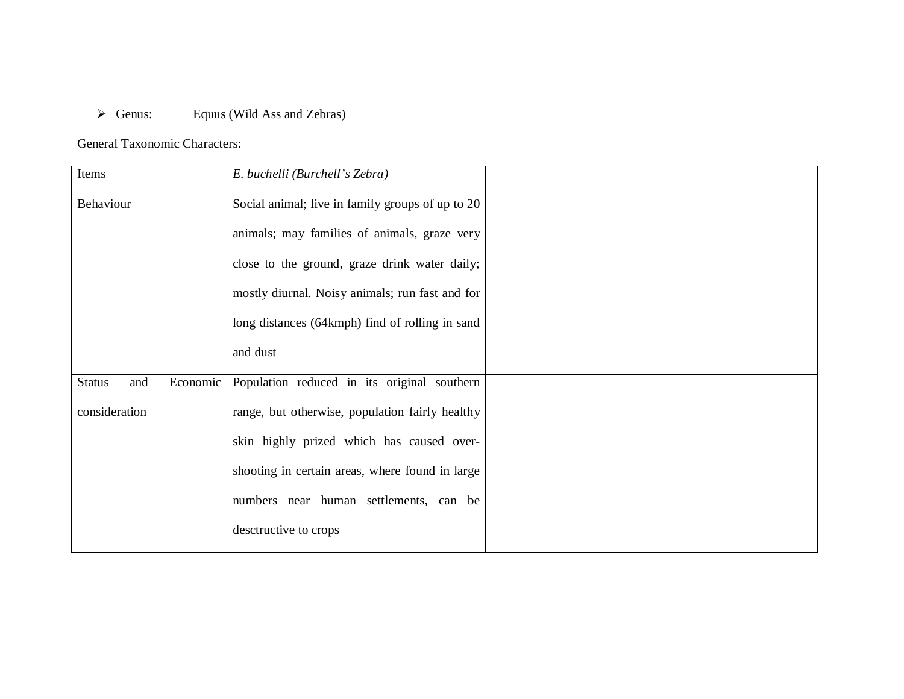- Genus: Equus (Wild Ass and Zebras)

General Taxonomic Characters:

| Items | *E. buchelli (Burchell's Zebra)* | | |
|---|---|---|---|
| Behaviour | Social animal; live in family groups of up to 20 animals; may families of animals, graze very close to the ground, graze drink water daily; mostly diurnal. Noisy animals; run fast and for long distances (64kmph) find of rolling in sand and dust | | |
| Status and Economic consideration | Population reduced in its original southern range, but otherwise, population fairly healthy skin highly prized which has caused over-shooting in certain areas, where found in large numbers near human settlements, can be desctructive to crops | | |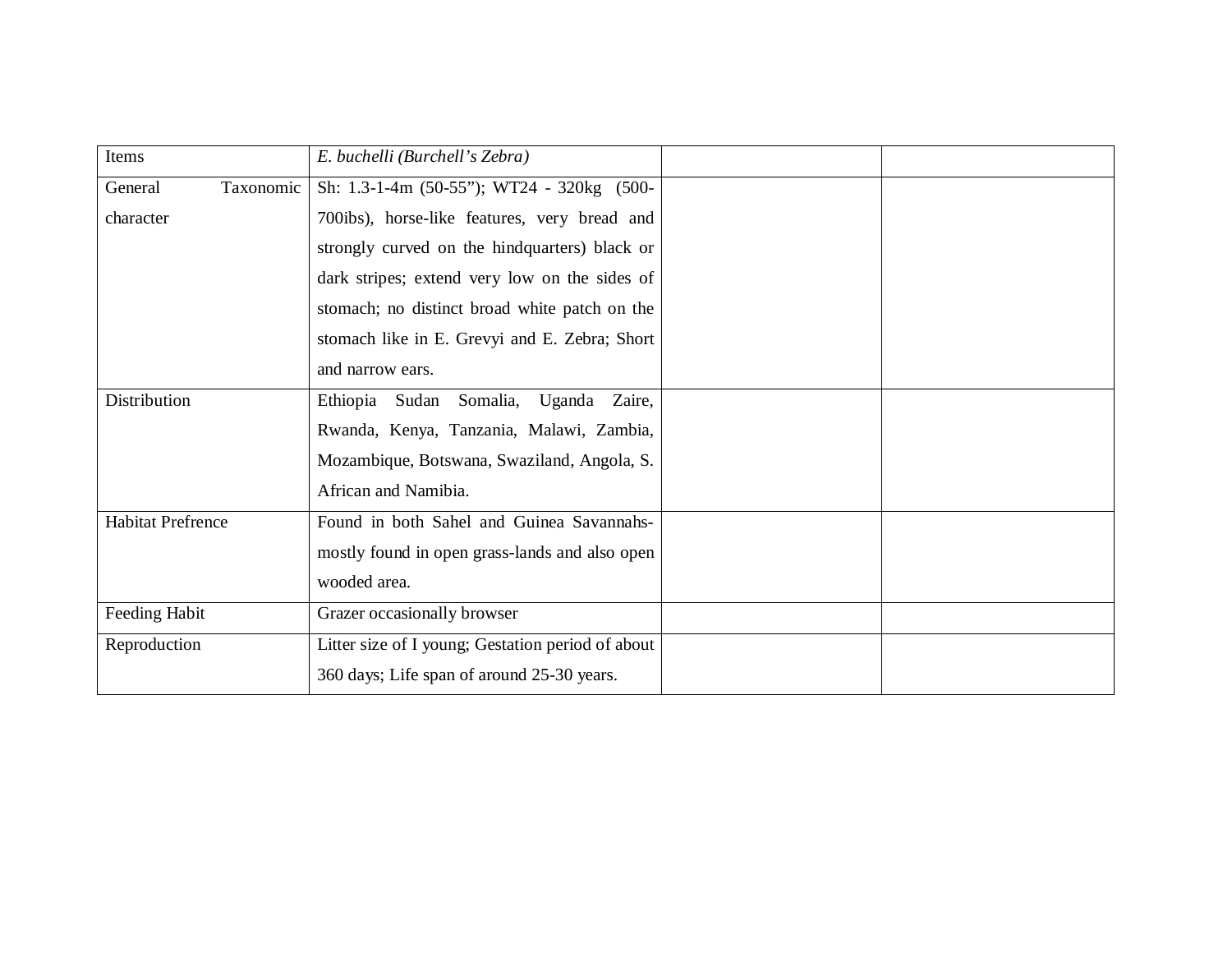| Items | *E. buchelli (Burchell's Zebra)* | | |
|---|---|---|---|
| General Taxonomic character | Sh: 1.3-1-4m (50-55"); WT24 - 320kg (500-700ibs), horse-like features, very bread and strongly curved on the hindquarters) black or dark stripes; extend very low on the sides of stomach; no distinct broad white patch on the stomach like in E. Grevyi and E. Zebra; Short and narrow ears. | | |
| Distribution | Ethiopia Sudan Somalia, Uganda Zaire, Rwanda, Kenya, Tanzania, Malawi, Zambia, Mozambique, Botswana, Swaziland, Angola, S. African and Namibia. | | |
| Habitat Prefrence | Found in both Sahel and Guinea Savannahs-mostly found in open grass-lands and also open wooded area. | | |
| Feeding Habit | Grazer occasionally browser | | |
| Reproduction | Litter size of I young; Gestation period of about 360 days; Life span of around 25-30 years. | | |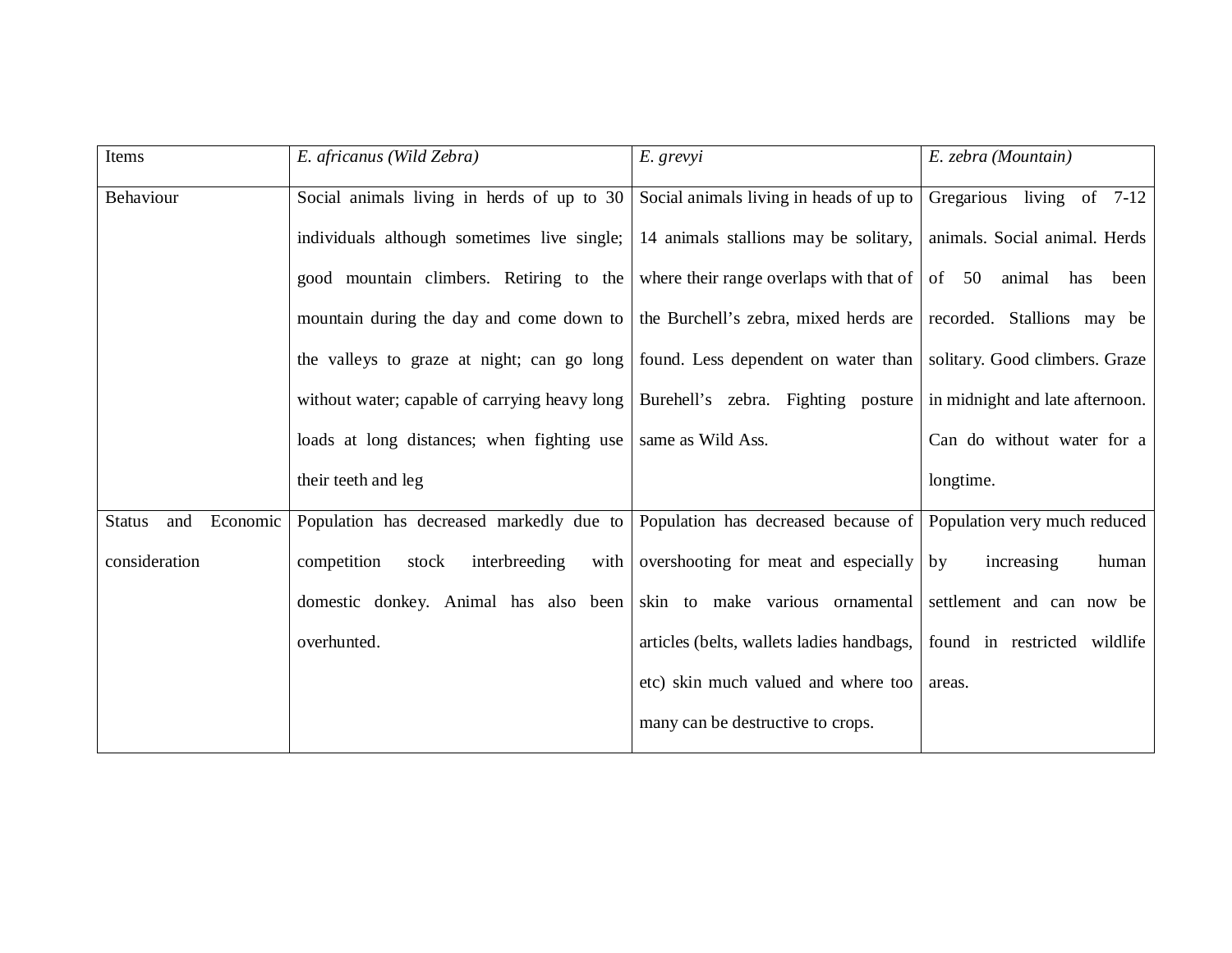| Items | *E. africanus (Wild Zebra)* | *E. grevyi* | *E. zebra (Mountain)* |
|---|---|---|---|
| Behaviour | Social animals living in herds of up to 30 individuals although sometimes live single; good mountain climbers. Retiring to the mountain during the day and come down to the valleys to graze at night; can go long without water; capable of carrying heavy long loads at long distances; when fighting use their teeth and leg | Social animals living in heads of up to 14 animals stallions may be solitary, where their range overlaps with that of the Burchell's zebra, mixed herds are found. Less dependent on water than Burehell's zebra. Fighting posture same as Wild Ass. | Gregarious living of 7-12 animals. Social animal. Herds of 50 animal has been recorded. Stallions may be solitary. Good climbers. Graze in midnight and late afternoon. Can do without water for a longtime. |
| Status and Economic consideration | Population has decreased markedly due to competition stock interbreeding with domestic donkey. Animal has also been overhunted. | Population has decreased because of overshooting for meat and especially skin to make various ornamental articles (belts, wallets ladies handbags, etc) skin much valued and where too many can be destructive to crops. | Population very much reduced by increasing human settlement and can now be found in restricted wildlife areas. |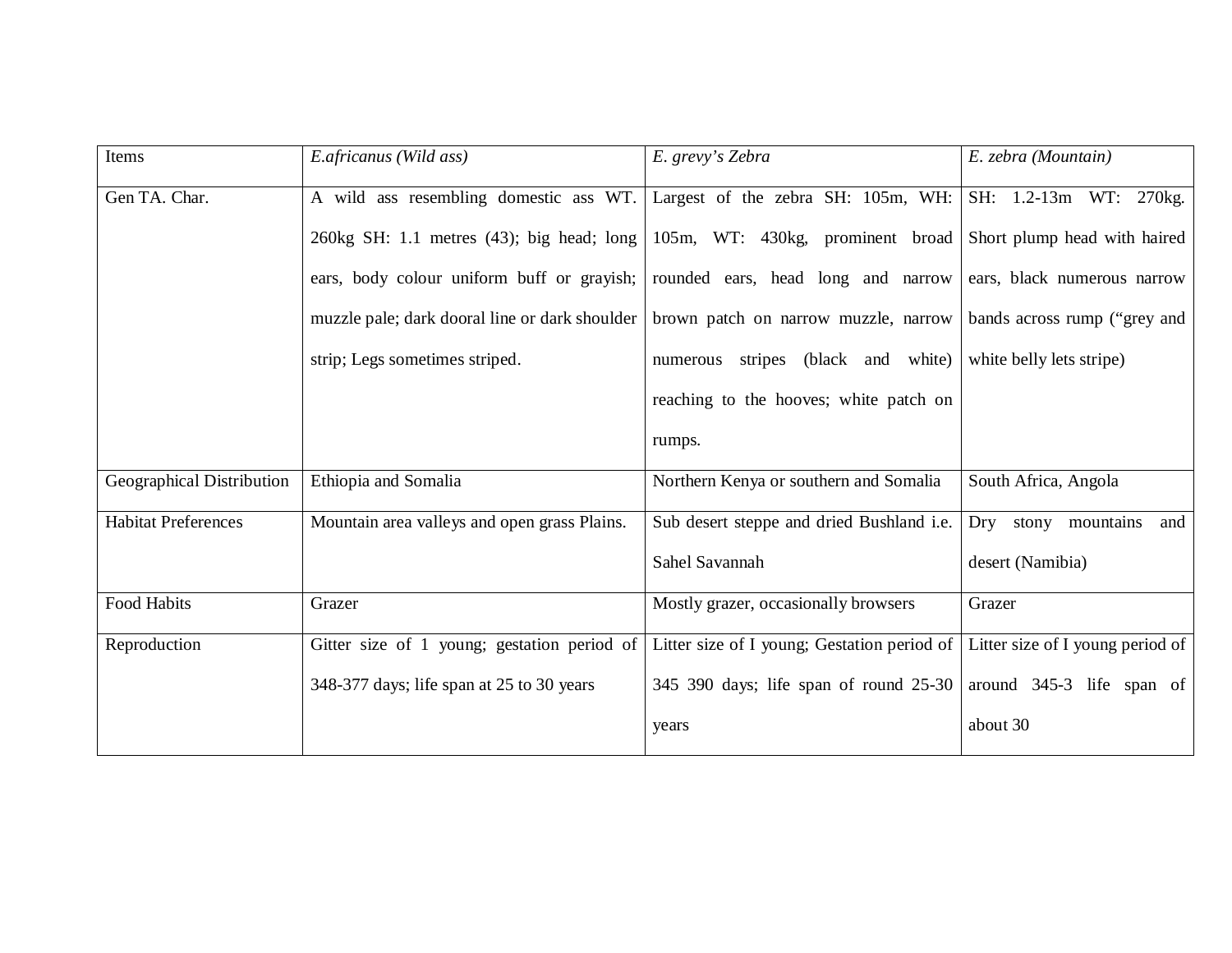| Items | *E.africanus (Wild ass)* | *E. grevy's Zebra* | *E. zebra (Mountain)* |
|---|---|---|---|
| Gen TA. Char. | A wild ass resembling domestic ass WT. 260kg SH: 1.1 metres (43); big head; long ears, body colour uniform buff or grayish; muzzle pale; dark dooral line or dark shoulder strip; Legs sometimes striped. | Largest of the zebra SH: 105m, WH: 105m, WT: 430kg, prominent broad rounded ears, head long and narrow brown patch on narrow muzzle, narrow numerous stripes (black and white) reaching to the hooves; white patch on rumps. | SH: 1.2-13m WT: 270kg. Short plump head with haired ears, black numerous narrow bands across rump ("grey and white belly lets stripe) |
| Geographical Distribution | Ethiopia and Somalia | Northern Kenya or southern and Somalia | South Africa, Angola |
| Habitat Preferences | Mountain area valleys and open grass Plains. | Sub desert steppe and dried Bushland i.e. Sahel Savannah | Dry stony mountains and desert (Namibia) |
| Food Habits | Grazer | Mostly grazer, occasionally browsers | Grazer |
| Reproduction | Gitter size of 1 young; gestation period of 348-377 days; life span at 25 to 30 years | Litter size of I young; Gestation period of 345 390 days; life span of round 25-30 years | Litter size of I young period of around 345-3 life span of about 30 |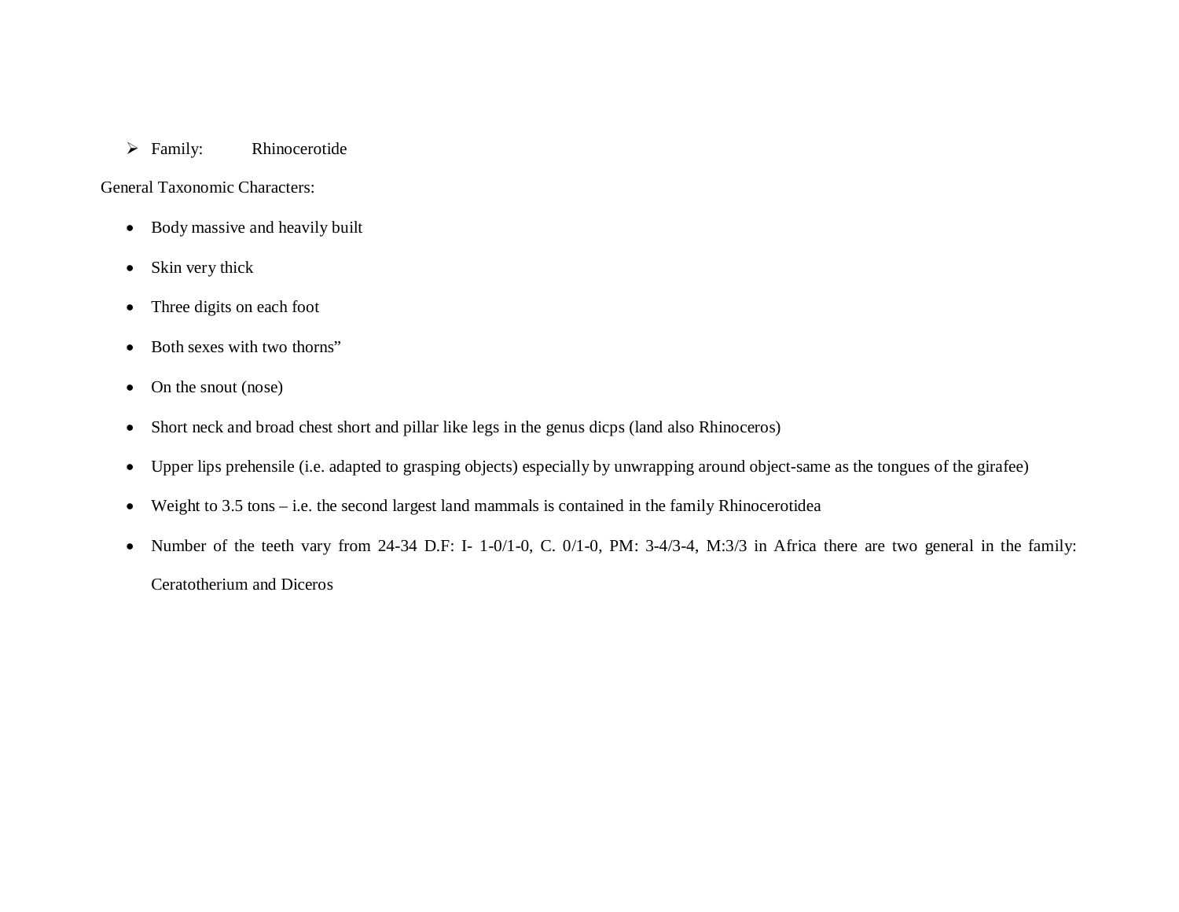- Family: Rhinocerotide

General Taxonomic Characters:

- Body massive and heavily built
- Skin very thick
- Three digits on each foot
- Both sexes with two thorns”
- On the snout (nose)
- Short neck and broad chest short and pillar like legs in the genus dicps (land also Rhinoceros)
- Upper lips prehensile (i.e. adapted to grasping objects) especially by unwrapping around object-same as the tongues of the girafee)
- Weight to 3.5 tons – i.e. the second largest land mammals is contained in the family Rhinocerotidea
- Number of the teeth vary from 24-34 D.F: I- 1-0/1-0, C. 0/1-0, PM: 3-4/3-4, M:3/3 in Africa there are two general in the family: Ceratotherium and Diceros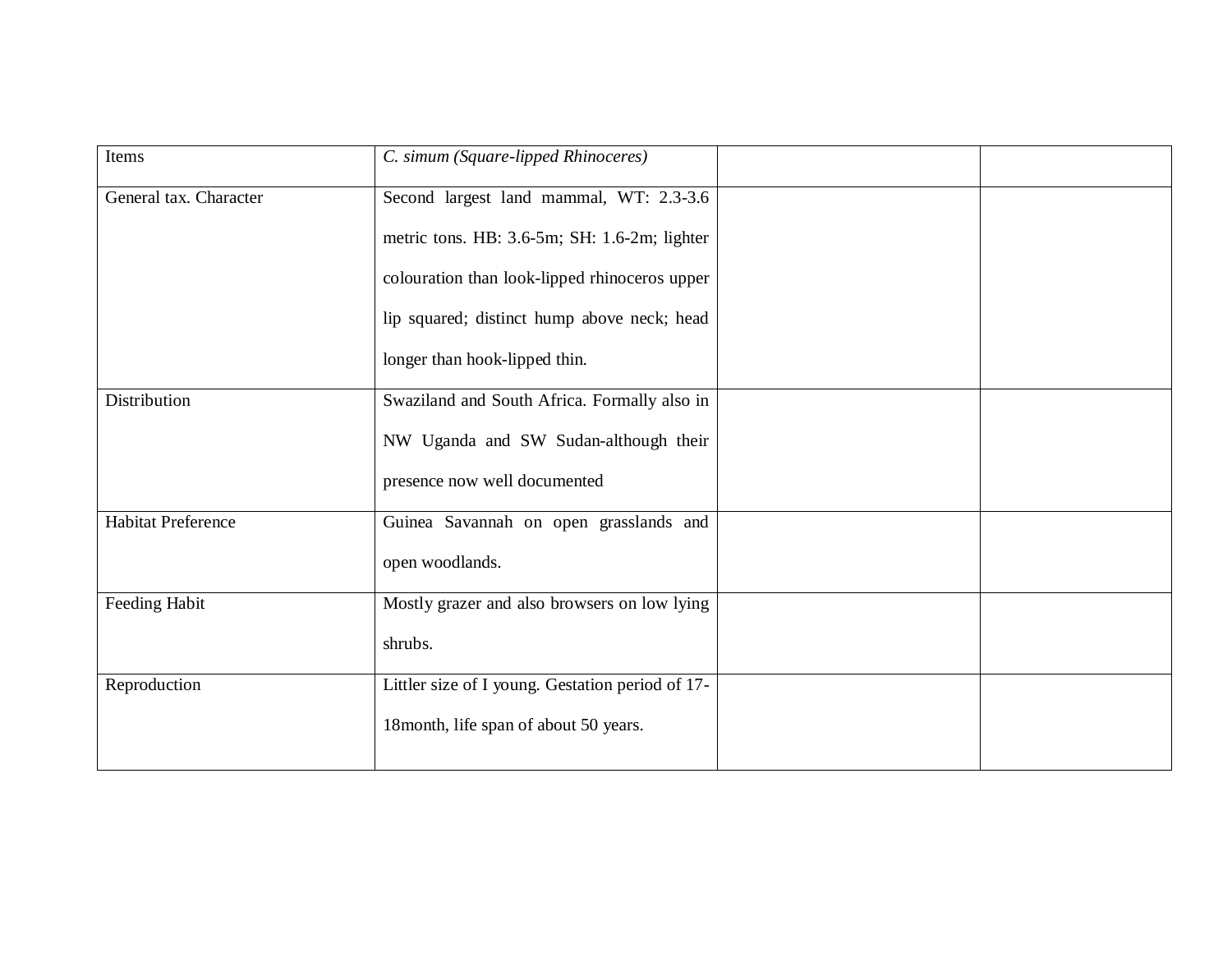| Items | *C. simum (Square-lipped Rhinoceres)* | | |
|---|---|---|---|
| General tax. Character | Second largest land mammal, WT: 2.3-3.6 metric tons. HB: 3.6-5m; SH: 1.6-2m; lighter colouration than look-lipped rhinoceros upper lip squared; distinct hump above neck; head longer than hook-lipped thin. | | |
| Distribution | Swaziland and South Africa. Formally also in NW Uganda and SW Sudan-although their presence now well documented | | |
| Habitat Preference | Guinea Savannah on open grasslands and open woodlands. | | |
| Feeding Habit | Mostly grazer and also browsers on low lying shrubs. | | |
| Reproduction | Littler size of I young. Gestation period of 17-18month, life span of about 50 years. | | |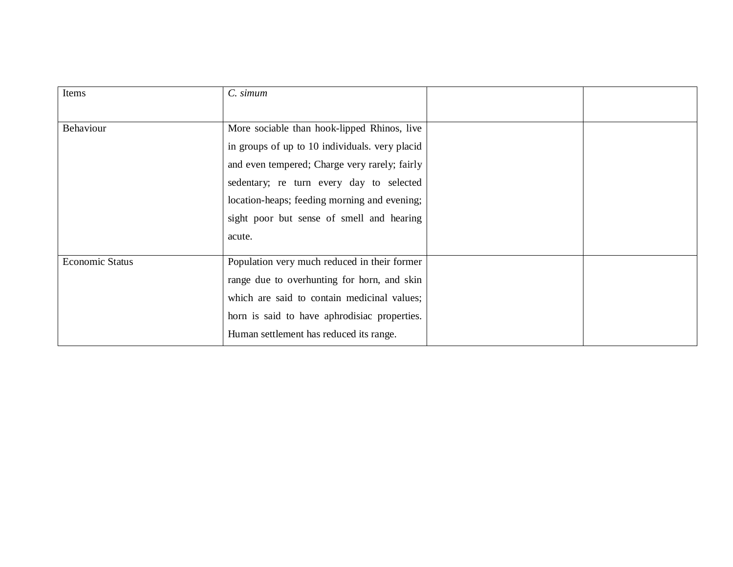| Items | *C. simum* | | |
|---|---|---|---|
| Behaviour | More sociable than hook-lipped Rhinos, live in groups of up to 10 individuals. very placid and even tempered; Charge very rarely; fairly sedentary; re turn every day to selected location-heaps; feeding morning and evening; sight poor but sense of smell and hearing acute. | | |
| Economic Status | Population very much reduced in their former range due to overhunting for horn, and skin which are said to contain medicinal values; horn is said to have aphrodisiac properties. Human settlement has reduced its range. | | |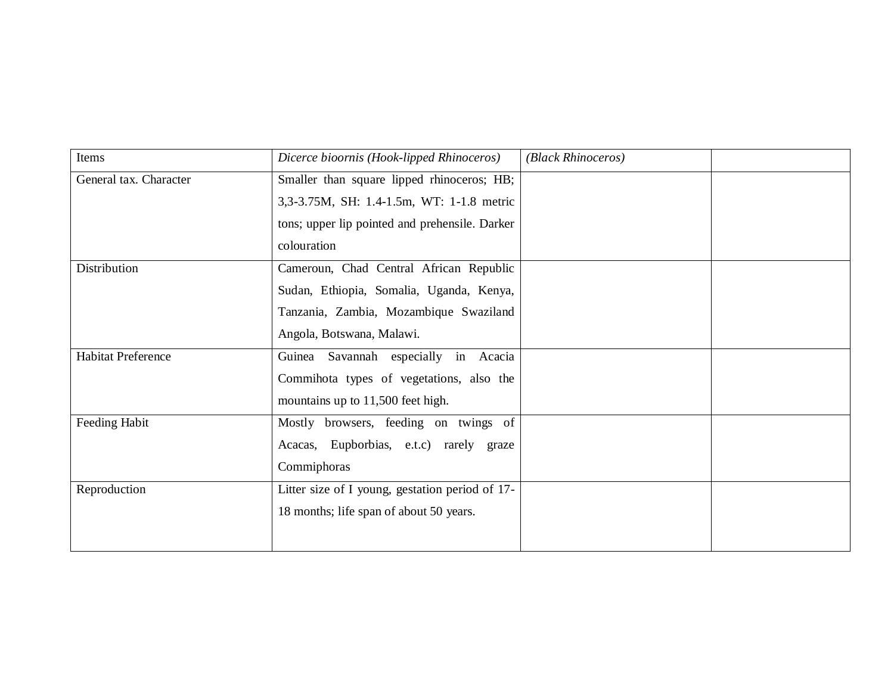| Items | *Dicerce bioornis (Hook-lipped Rhinoceros)* | *(Black Rhinoceros)* | |
|---|---|---|---|
| General tax. Character | Smaller than square lipped rhinoceros; HB; 3,3-3.75M, SH: 1.4-1.5m, WT: 1-1.8 metric tons; upper lip pointed and prehensile. Darker colouration | | |
| Distribution | Cameroun, Chad Central African Republic Sudan, Ethiopia, Somalia, Uganda, Kenya, Tanzania, Zambia, Mozambique Swaziland Angola, Botswana, Malawi. | | |
| Habitat Preference | Guinea Savannah especially in Acacia Commihota types of vegetations, also the mountains up to 11,500 feet high. | | |
| Feeding Habit | Mostly browsers, feeding on twings of Acacas, Eupborbias, e.t.c) rarely graze Commiphoras | | |
| Reproduction | Litter size of I young, gestation period of 17-18 months; life span of about 50 years. | | |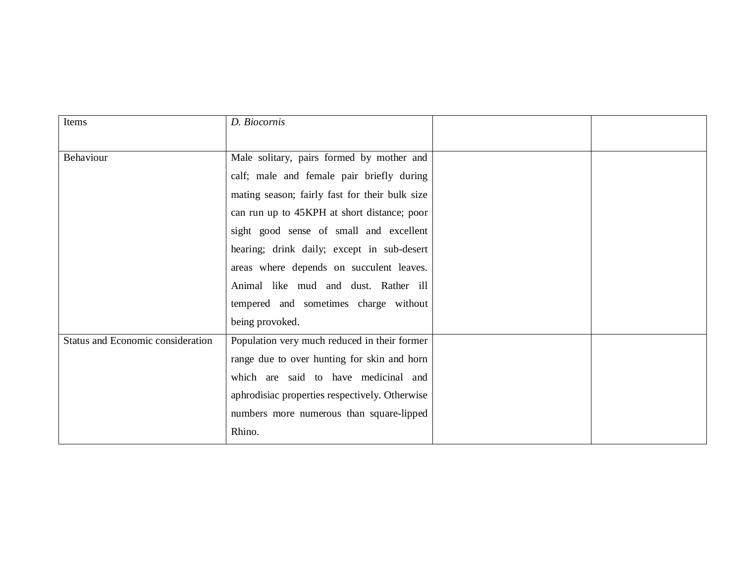| Items | *D. Biocornis* | | |
|---|---|---|---|
| Behaviour | Male solitary, pairs formed by mother and calf; male and female pair briefly during mating season; fairly fast for their bulk size can run up to 45KPH at short distance; poor sight good sense of small and excellent hearing; drink daily; except in sub-desert areas where depends on succulent leaves. Animal like mud and dust. Rather ill tempered and sometimes charge without being provoked. | | |
| Status and Economic consideration | Population very much reduced in their former range due to over hunting for skin and horn which are said to have medicinal and aphrodisiac properties respectively. Otherwise numbers more numerous than square-lipped Rhino. | | |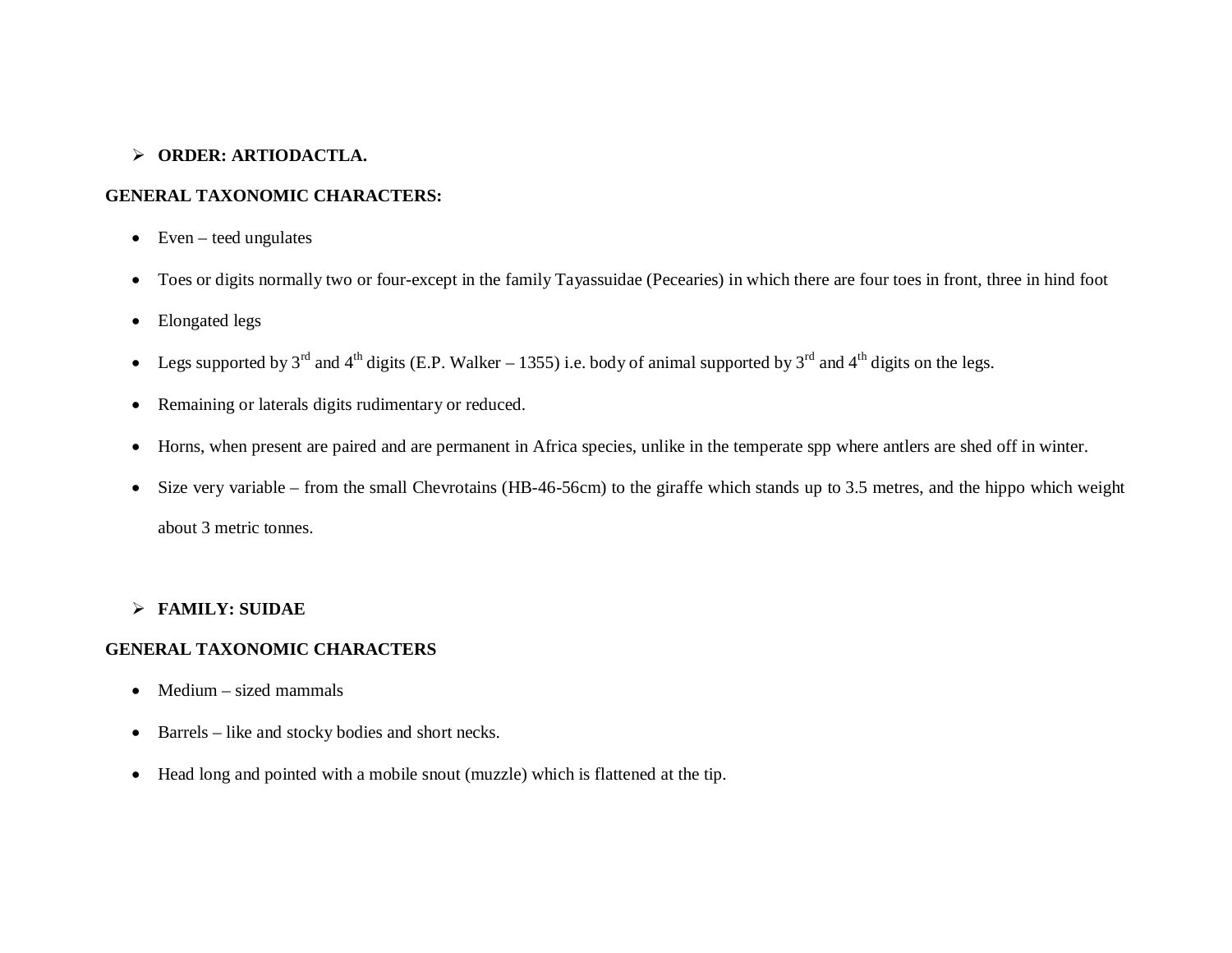- **ORDER: ARTIODACTLA.**

**GENERAL TAXONOMIC CHARACTERS:**

- Even – teed ungulates
- Toes or digits normally two or four-except in the family Tayassuidae (Pecearies) in which there are four toes in front, three in hind foot
- Elongated legs
- Legs supported by 3rd and 4th digits (E.P. Walker – 1355) i.e. body of animal supported by 3rd and 4th digits on the legs.
- Remaining or laterals digits rudimentary or reduced.
- Horns, when present are paired and are permanent in Africa species, unlike in the temperate spp where antlers are shed off in winter.
- Size very variable – from the small Chevrotains (HB-46-56cm) to the giraffe which stands up to 3.5 metres, and the hippo which weight about 3 metric tonnes.

- **FAMILY: SUIDAE**

**GENERAL TAXONOMIC CHARACTERS**

- Medium – sized mammals
- Barrels – like and stocky bodies and short necks.
- Head long and pointed with a mobile snout (muzzle) which is flattened at the tip.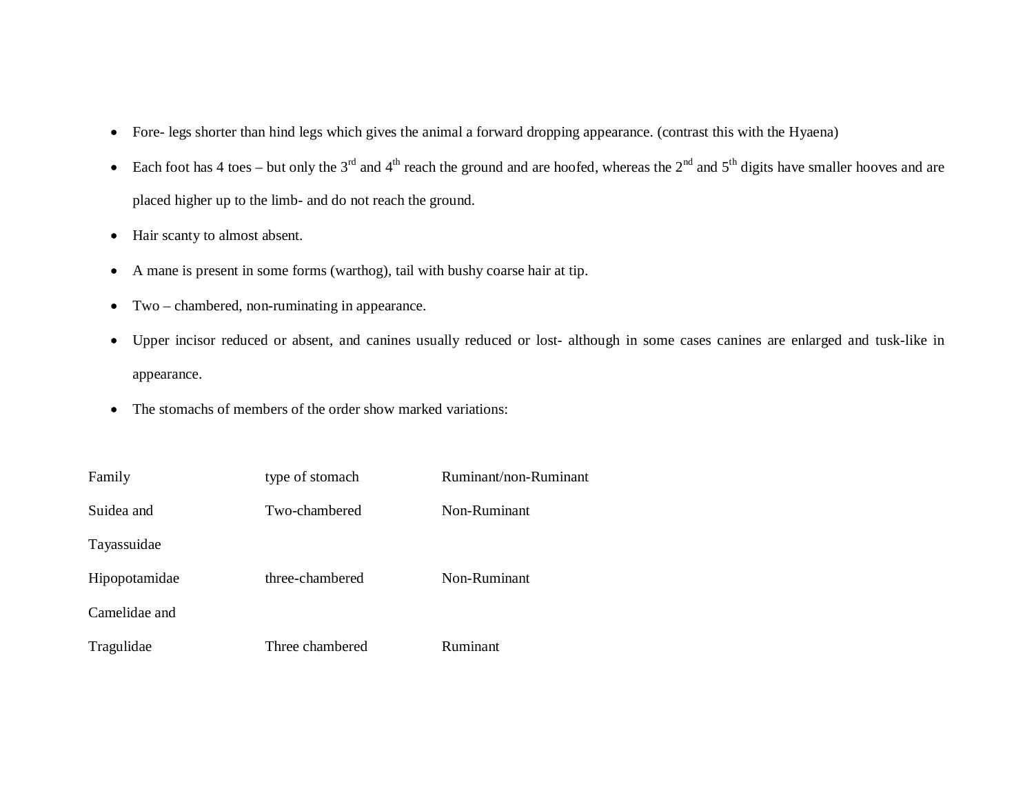- Fore- legs shorter than hind legs which gives the animal a forward dropping appearance. (contrast this with the Hyaena)
- Each foot has 4 toes – but only the 3rd and 4th reach the ground and are hoofed, whereas the 2nd and 5th digits have smaller hooves and are placed higher up to the limb- and do not reach the ground.
- Hair scanty to almost absent.
- A mane is present in some forms (warthog), tail with bushy coarse hair at tip.
- Two – chambered, non-ruminating in appearance.
- Upper incisor reduced or absent, and canines usually reduced or lost- although in some cases canines are enlarged and tusk-like in appearance.
- The stomachs of members of the order show marked variations:

| Family | type of stomach | Ruminant/non-Ruminant |
| --- | --- | --- |
| Suidea and Tayassuidae | Two-chambered | Non-Ruminant |
| Hipopotamidae | three-chambered | Non-Ruminant |
| Camelidae and Tragulidae | Three chambered | Ruminant |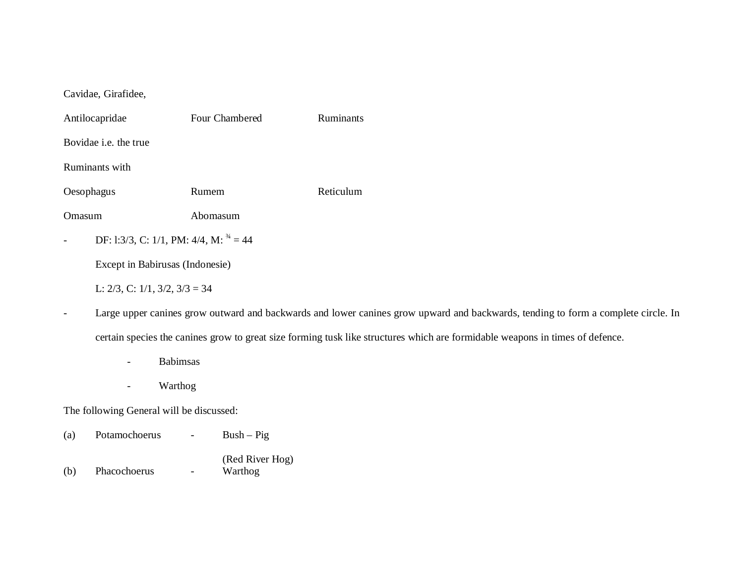Cavidae, Girafidee,

Antilocapridae Four Chambered Ruminants

Bovidae i.e. the true

Ruminants with

Oesophagus Rumem Reticulum

Omasum Abomasum

- DF: l:3/3, C: 1/1, PM: 4/4, M: ¾ = 44

  Except in Babirusas (Indonesie)

  L: 2/3, C: 1/1, 3/2, 3/3 = 34

- Large upper canines grow outward and backwards and lower canines grow upward and backwards, tending to form a complete circle. In certain species the canines grow to great size forming tusk like structures which are formidable weapons in times of defence.

  - Babimsas
  - Warthog

The following General will be discussed:

(a) Potamochoerus - Bush – Pig (Red River Hog)

(b) Phacochoerus - Warthog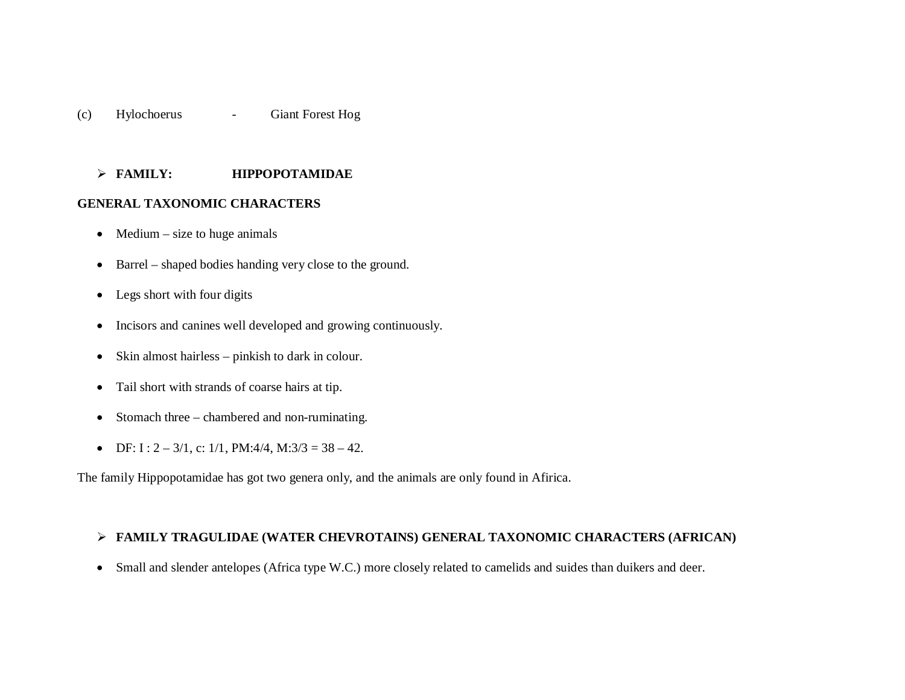(c) Hylochoerus - Giant Forest Hog

- **FAMILY: HIPPOPOTAMIDAE**

**GENERAL TAXONOMIC CHARACTERS**

- Medium – size to huge animals
- Barrel – shaped bodies handing very close to the ground.
- Legs short with four digits
- Incisors and canines well developed and growing continuously.
- Skin almost hairless – pinkish to dark in colour.
- Tail short with strands of coarse hairs at tip.
- Stomach three – chambered and non-ruminating.
- DF: I : 2 – 3/1, c: 1/1, PM:4/4, M:3/3 = 38 – 42.

The family Hippopotamidae has got two genera only, and the animals are only found in Afirica.

- **FAMILY TRAGULIDAE (WATER CHEVROTAINS) GENERAL TAXONOMIC CHARACTERS (AFRICAN)**

- Small and slender antelopes (Africa type W.C.) more closely related to camelids and suides than duikers and deer.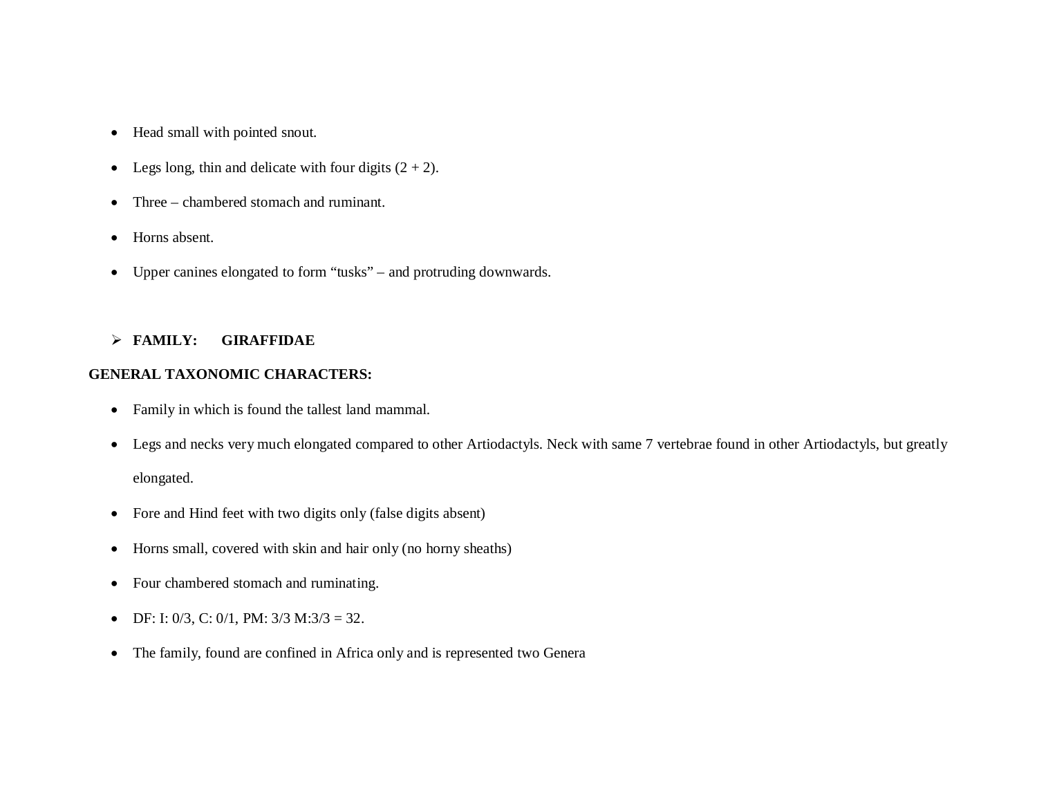- Head small with pointed snout.
- Legs long, thin and delicate with four digits (2 + 2).
- Three – chambered stomach and ruminant.
- Horns absent.
- Upper canines elongated to form "tusks" – and protruding downwards.

- **FAMILY: GIRAFFIDAE**

**GENERAL TAXONOMIC CHARACTERS:**

- Family in which is found the tallest land mammal.
- Legs and necks very much elongated compared to other Artiodactyls. Neck with same 7 vertebrae found in other Artiodactyls, but greatly elongated.
- Fore and Hind feet with two digits only (false digits absent)
- Horns small, covered with skin and hair only (no horny sheaths)
- Four chambered stomach and ruminating.
- DF: I: 0/3, C: 0/1, PM: 3/3 M:3/3 = 32.
- The family, found are confined in Africa only and is represented two Genera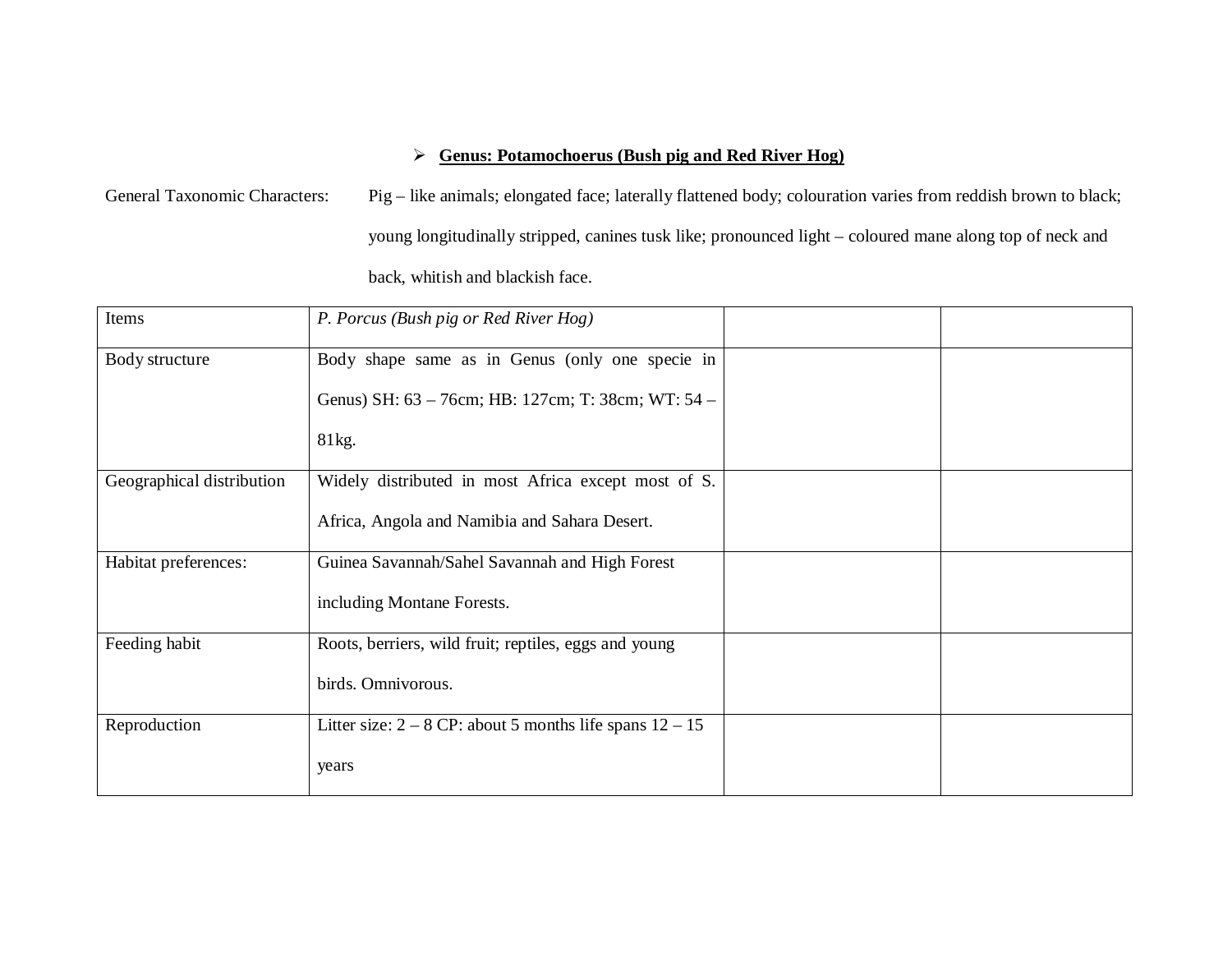- **<u>Genus: Potamochoerus (Bush pig and Red River Hog)</u>**

General Taxonomic Characters: Pig – like animals; elongated face; laterally flattened body; colouration varies from reddish brown to black; young longitudinally stripped, canines tusk like; pronounced light – coloured mane along top of neck and back, whitish and blackish face.

| Items | *P. Porcus (Bush pig or Red River Hog)* | | |
|---|---|---|---|
| Body structure | Body shape same as in Genus (only one specie in Genus) SH: 63 – 76cm; HB: 127cm; T: 38cm; WT: 54 – 81kg. | | |
| Geographical distribution | Widely distributed in most Africa except most of S. Africa, Angola and Namibia and Sahara Desert. | | |
| Habitat preferences: | Guinea Savannah/Sahel Savannah and High Forest including Montane Forests. | | |
| Feeding habit | Roots, berriers, wild fruit; reptiles, eggs and young birds. Omnivorous. | | |
| Reproduction | Litter size: 2 – 8 CP: about 5 months life spans 12 – 15 years | | |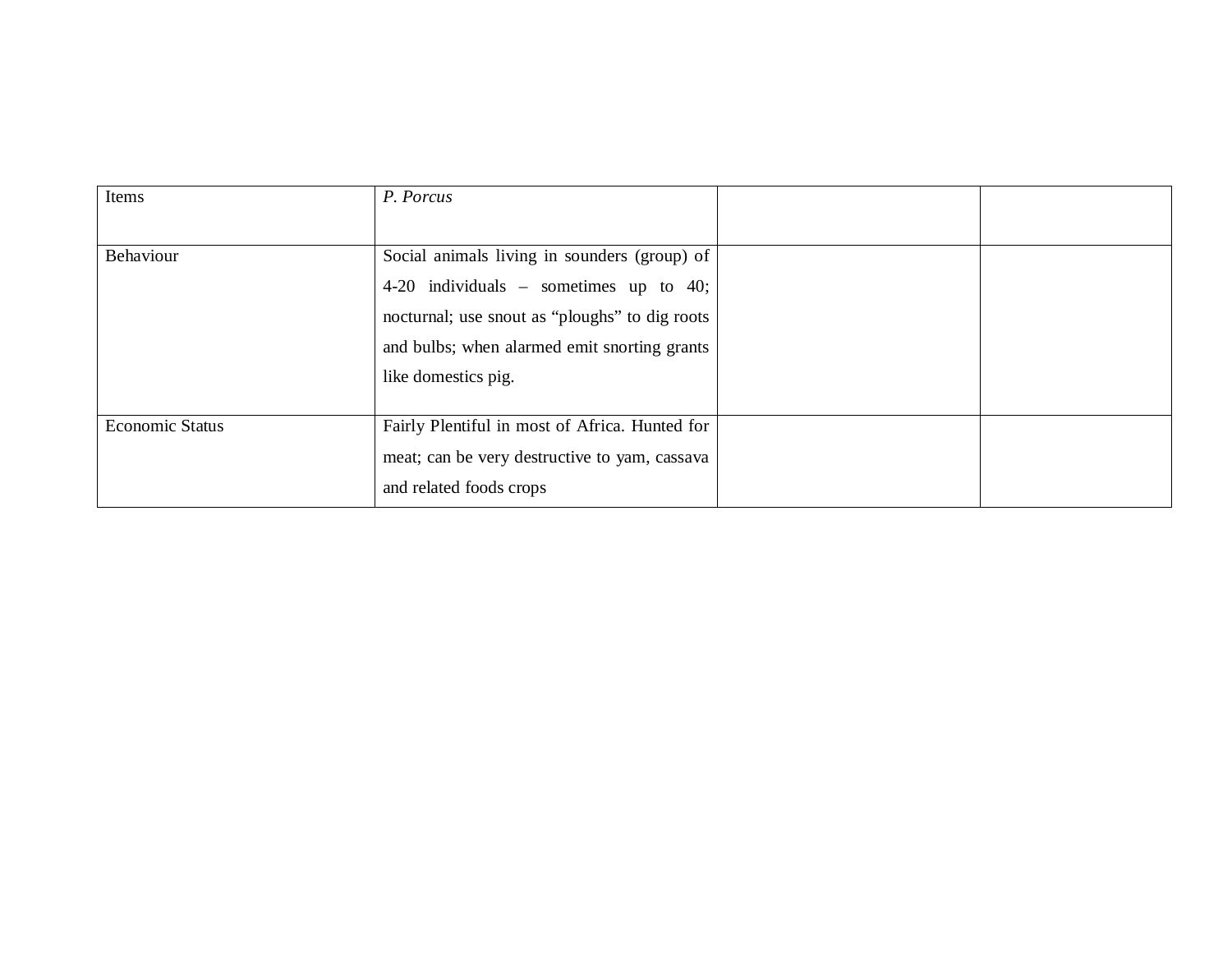| Items | *P. Porcus* | | |
|---|---|---|---|
| Behaviour | Social animals living in sounders (group) of 4-20 individuals – sometimes up to 40; nocturnal; use snout as “ploughs” to dig roots and bulbs; when alarmed emit snorting grants like domestics pig. | | |
| Economic Status | Fairly Plentiful in most of Africa. Hunted for meat; can be very destructive to yam, cassava and related foods crops | | |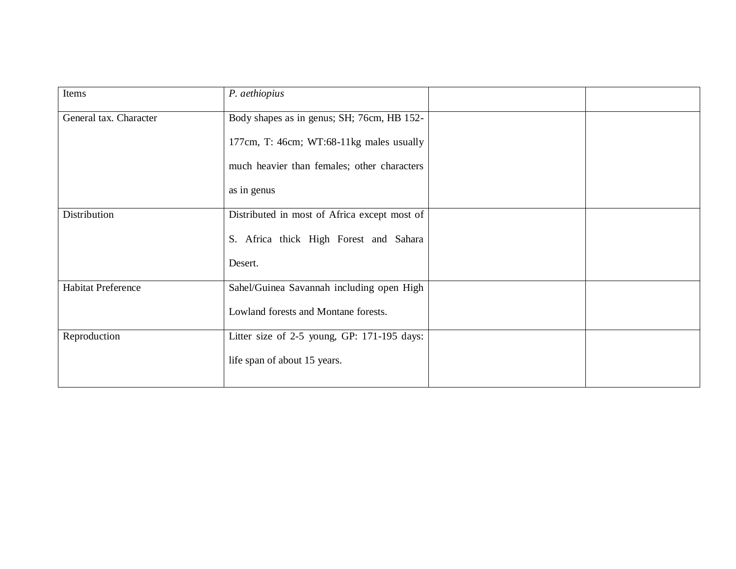| Items | *P. aethiopius* | | |
|---|---|---|---|
| General tax. Character | Body shapes as in genus; SH; 76cm, HB 152-177cm, T: 46cm; WT:68-11kg males usually much heavier than females; other characters as in genus | | |
| Distribution | Distributed in most of Africa except most of S. Africa thick High Forest and Sahara Desert. | | |
| Habitat Preference | Sahel/Guinea Savannah including open High Lowland forests and Montane forests. | | |
| Reproduction | Litter size of 2-5 young, GP: 171-195 days: life span of about 15 years. | | |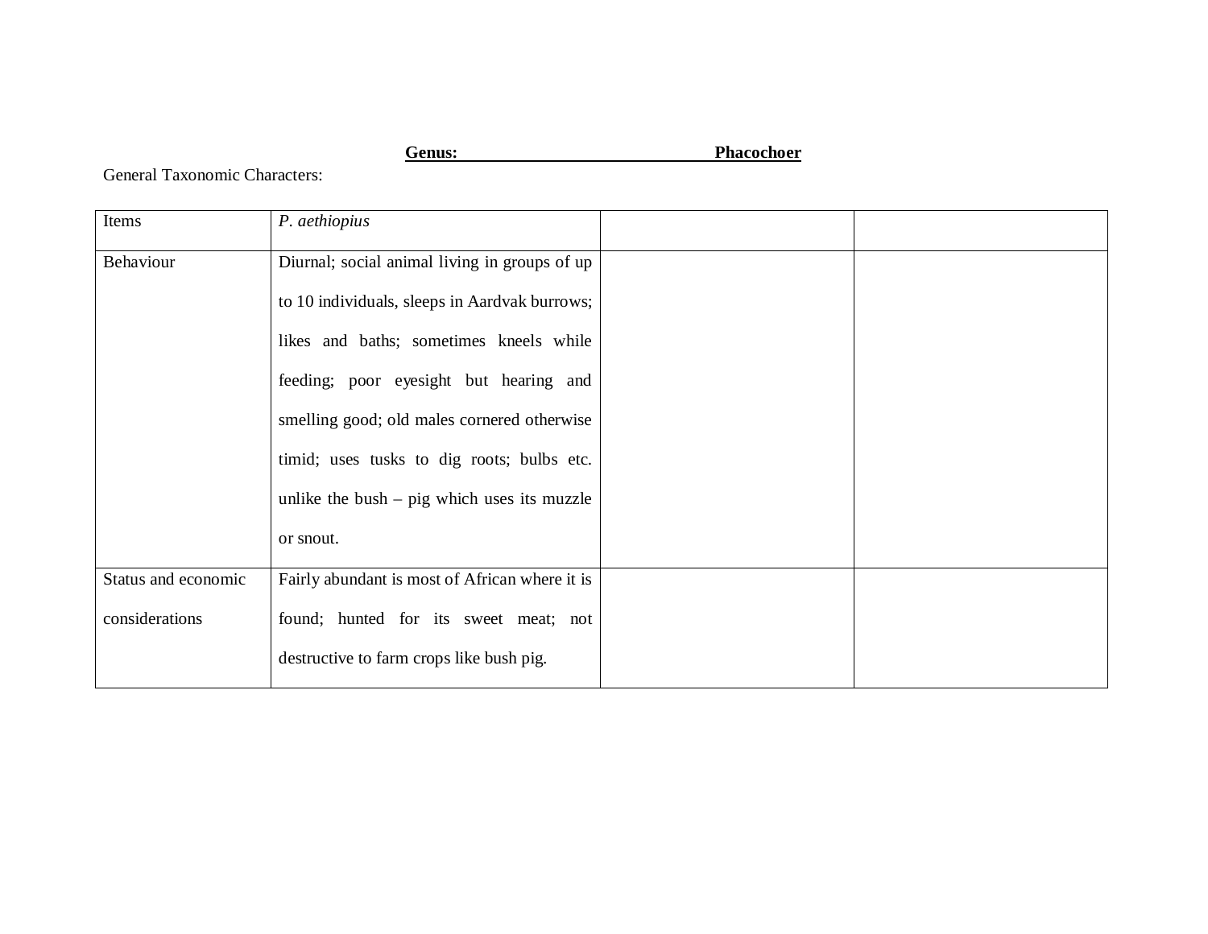**Genus: Phacochoer**

General Taxonomic Characters:

| Items | *P. aethiopius* | | |
|---|---|---|---|
| Behaviour | Diurnal; social animal living in groups of up to 10 individuals, sleeps in Aardvak burrows; likes and baths; sometimes kneels while feeding; poor eyesight but hearing and smelling good; old males cornered otherwise timid; uses tusks to dig roots; bulbs etc. unlike the bush – pig which uses its muzzle or snout. | | |
| Status and economic considerations | Fairly abundant is most of African where it is found; hunted for its sweet meat; not destructive to farm crops like bush pig. | | |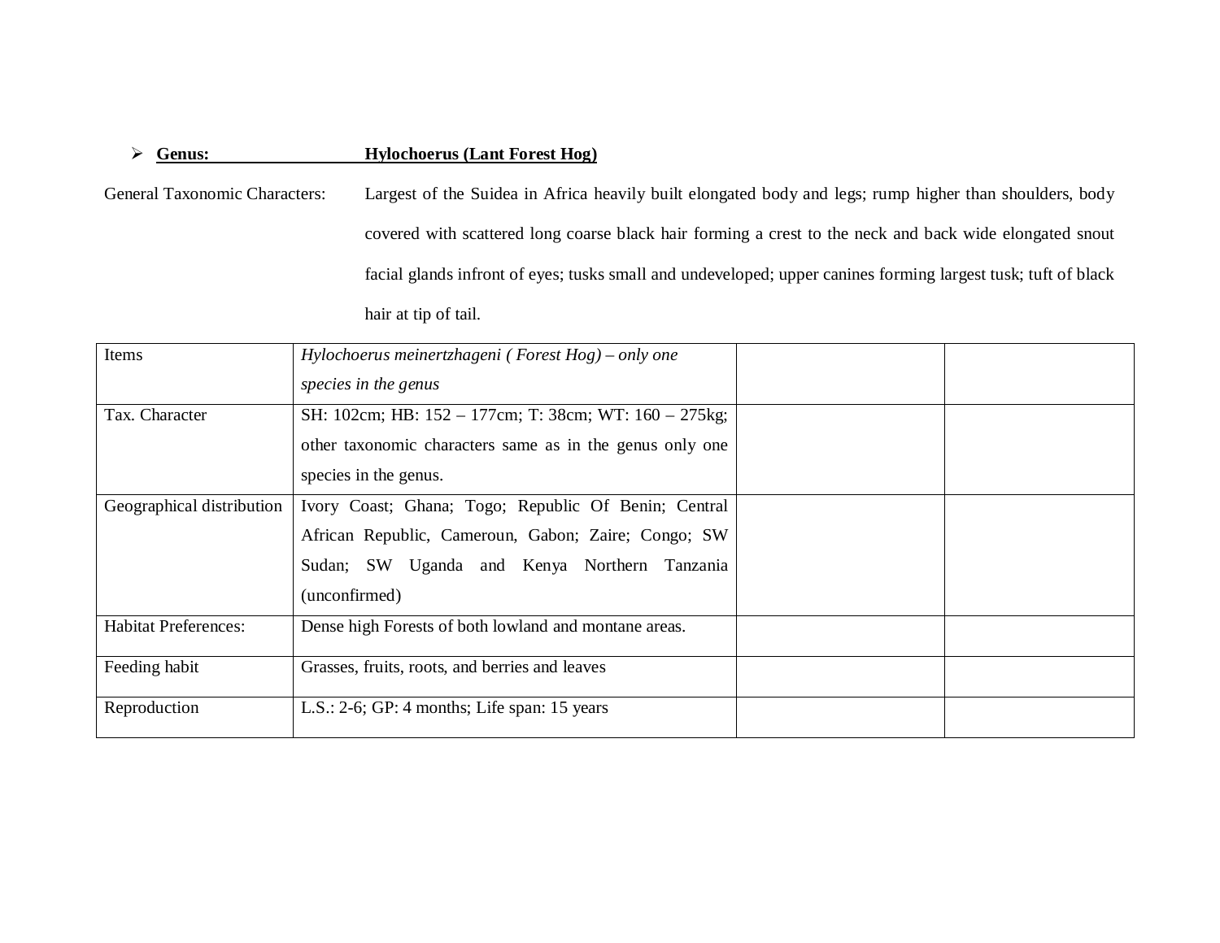- **Genus:** **Hylochoerus (Lant Forest Hog)**

General Taxonomic Characters: Largest of the Suidea in Africa heavily built elongated body and legs; rump higher than shoulders, body covered with scattered long coarse black hair forming a crest to the neck and back wide elongated snout facial glands infront of eyes; tusks small and undeveloped; upper canines forming largest tusk; tuft of black hair at tip of tail.

| Items | *Hylochoerus meinertzhageni ( Forest Hog) – only one species in the genus* | | |
|---|---|---|---|
| Tax. Character | SH: 102cm; HB: 152 – 177cm; T: 38cm; WT: 160 – 275kg; other taxonomic characters same as in the genus only one species in the genus. | | |
| Geographical distribution | Ivory Coast; Ghana; Togo; Republic Of Benin; Central African Republic, Cameroun, Gabon; Zaire; Congo; SW Sudan; SW Uganda and Kenya Northern Tanzania (unconfirmed) | | |
| Habitat Preferences: | Dense high Forests of both lowland and montane areas. | | |
| Feeding habit | Grasses, fruits, roots, and berries and leaves | | |
| Reproduction | L.S.: 2-6; GP: 4 months; Life span: 15 years | | |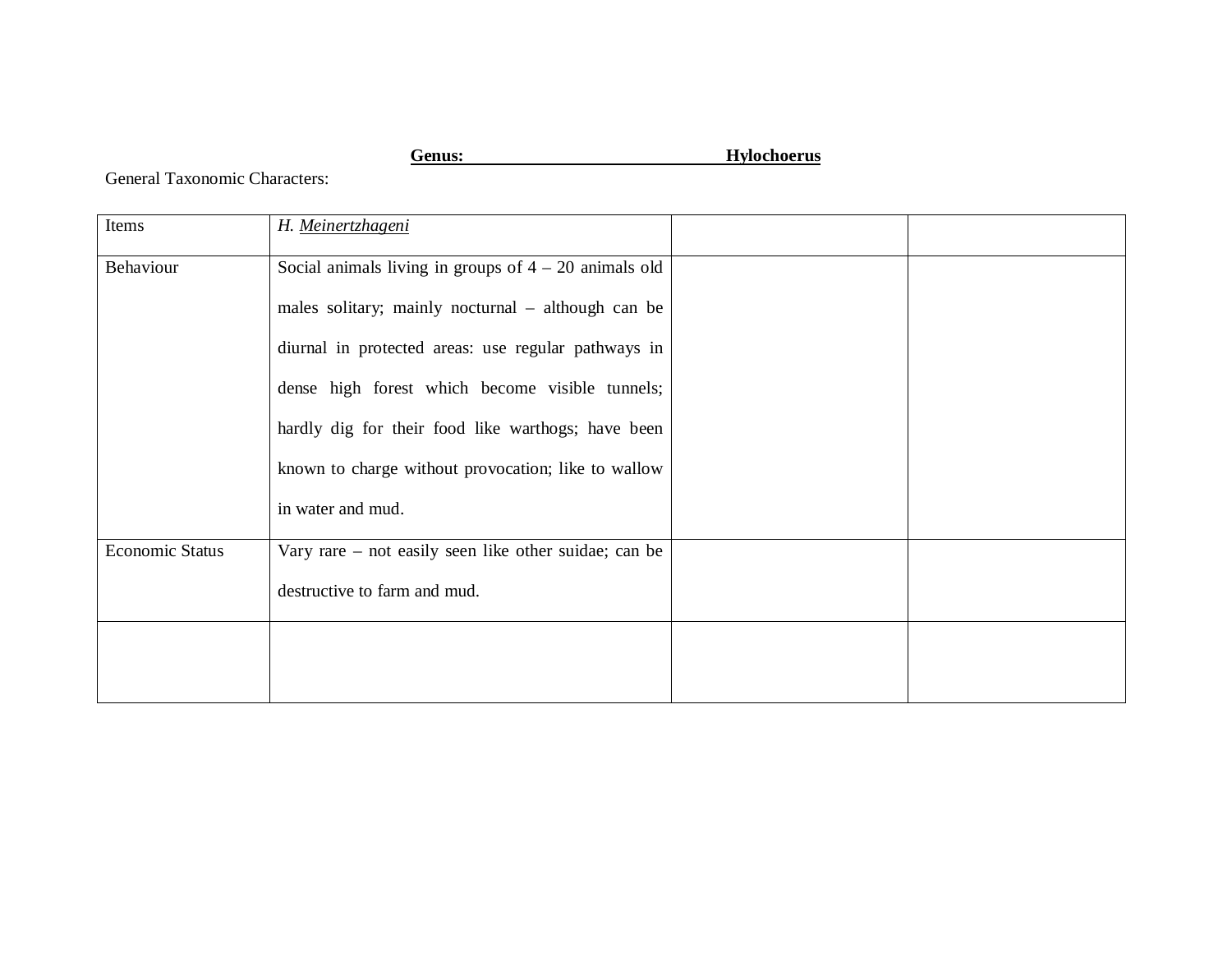**Genus: Hylochoerus**

General Taxonomic Characters:

| Items | *H. Meinertzhageni* | | |
|---|---|---|---|
| Behaviour | Social animals living in groups of 4 – 20 animals old males solitary; mainly nocturnal – although can be diurnal in protected areas: use regular pathways in dense high forest which become visible tunnels; hardly dig for their food like warthogs; have been known to charge without provocation; like to wallow in water and mud. | | |
| Economic Status | Vary rare – not easily seen like other suidae; can be destructive to farm and mud. | | |
| | | | |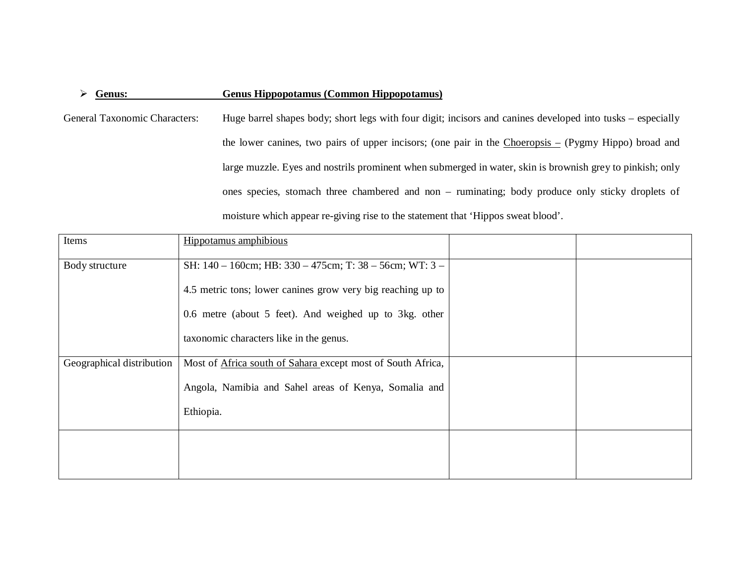- **Genus:** **Genus Hippopotamus (Common Hippopotamus)**

General Taxonomic Characters: Huge barrel shapes body; short legs with four digit; incisors and canines developed into tusks – especially the lower canines, two pairs of upper incisors; (one pair in the Choeropsis – (Pygmy Hippo) broad and large muzzle. Eyes and nostrils prominent when submerged in water, skin is brownish grey to pinkish; only ones species, stomach three chambered and non – ruminating; body produce only sticky droplets of moisture which appear re-giving rise to the statement that 'Hippos sweat blood'.

| Items | Hippotamus amphibious | | |
| --- | --- | --- | --- |
| Body structure | SH: 140 – 160cm; HB: 330 – 475cm; T: 38 – 56cm; WT: 3 – 4.5 metric tons; lower canines grow very big reaching up to 0.6 metre (about 5 feet). And weighed up to 3kg. other taxonomic characters like in the genus. | | |
| Geographical distribution | Most of Africa south of Sahara except most of South Africa, Angola, Namibia and Sahel areas of Kenya, Somalia and Ethiopia. | | |
| | | | |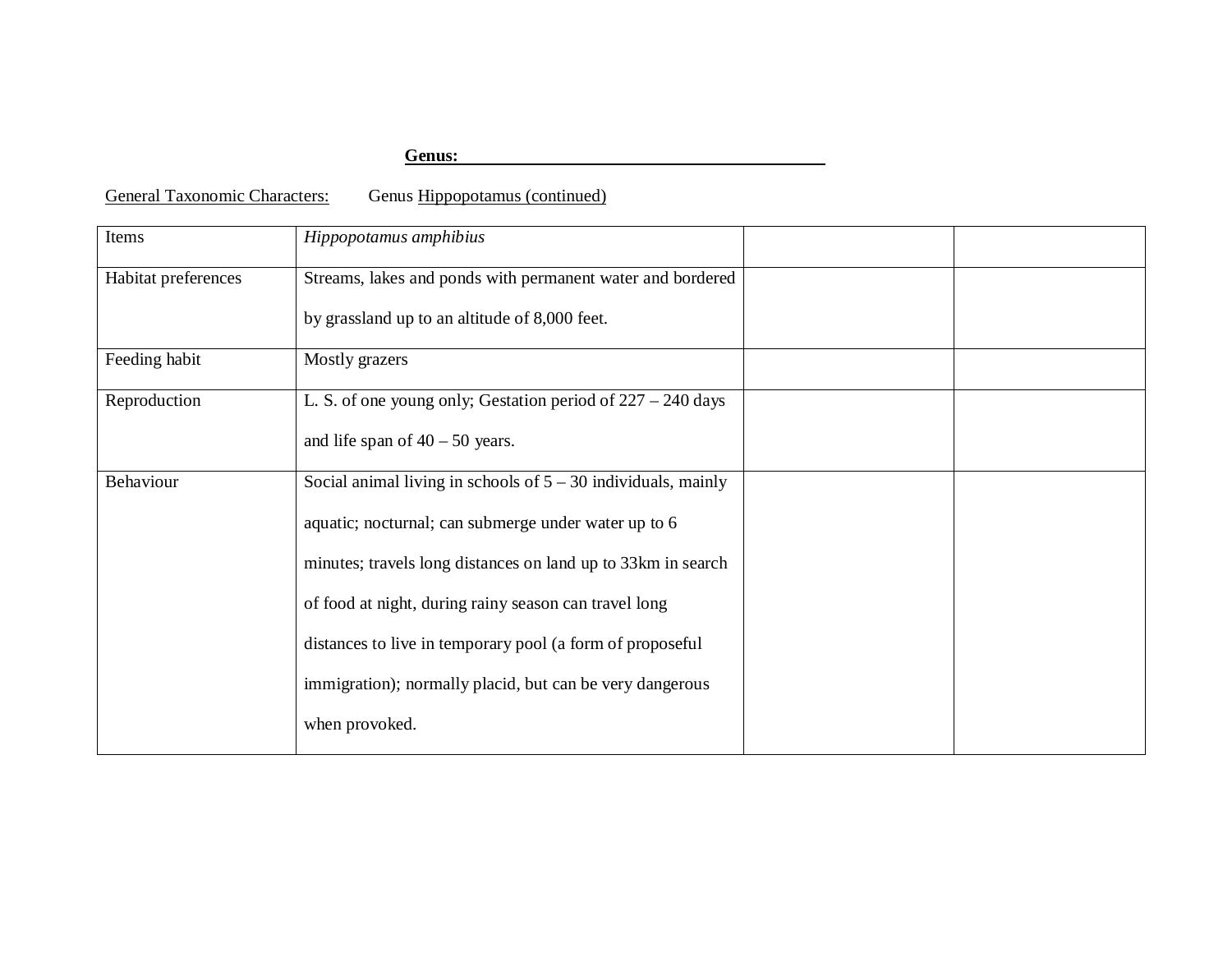**Genus: ________________________________________**

General Taxonomic Characters: Genus Hippopotamus (continued)

| Items | *Hippopotamus amphibius* | | |
|---|---|---|---|
| Habitat preferences | Streams, lakes and ponds with permanent water and bordered by grassland up to an altitude of 8,000 feet. | | |
| Feeding habit | Mostly grazers | | |
| Reproduction | L. S. of one young only; Gestation period of 227 – 240 days and life span of 40 – 50 years. | | |
| Behaviour | Social animal living in schools of 5 – 30 individuals, mainly aquatic; nocturnal; can submerge under water up to 6 minutes; travels long distances on land up to 33km in search of food at night, during rainy season can travel long distances to live in temporary pool (a form of proposeful immigration); normally placid, but can be very dangerous when provoked. | | |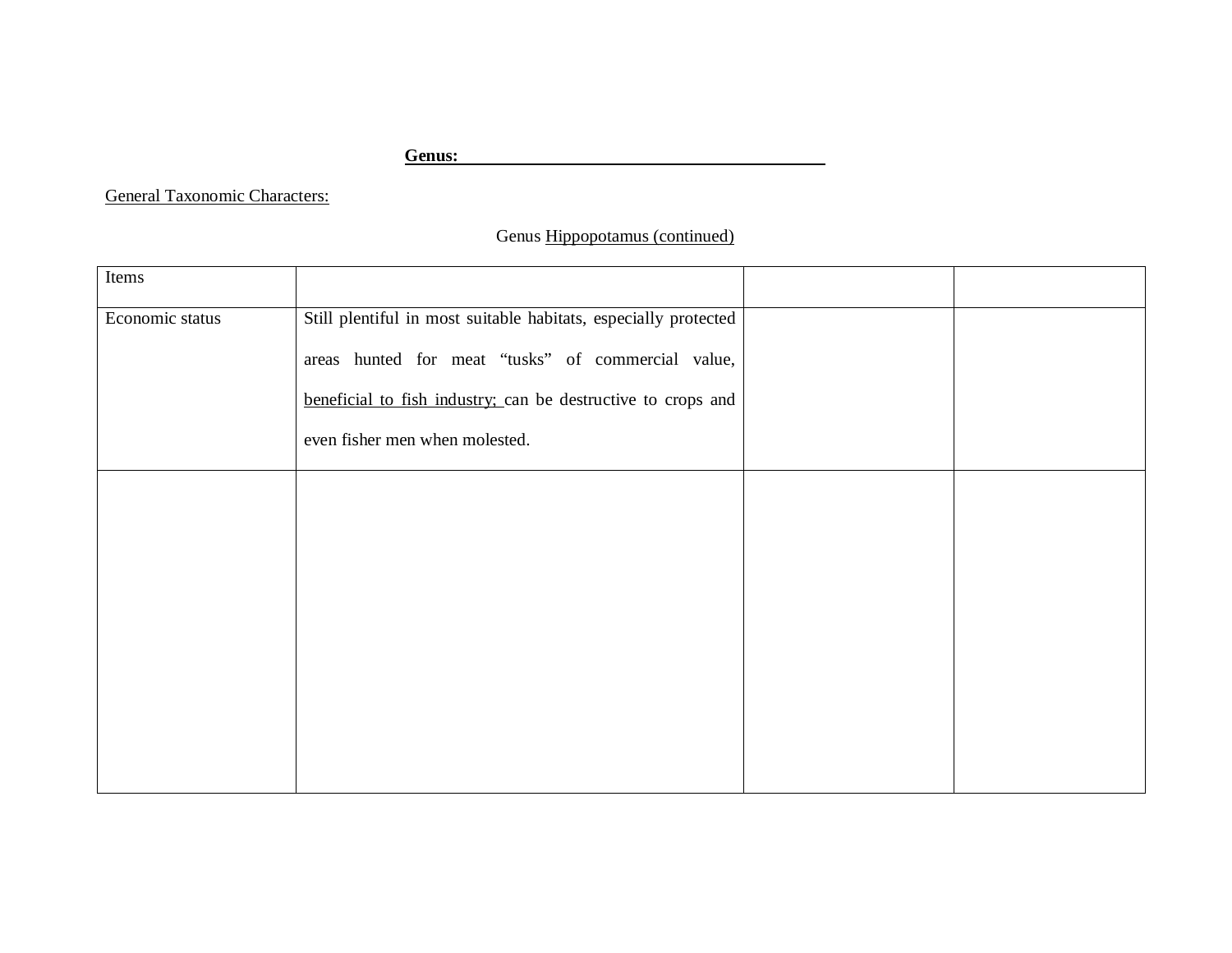**Genus: \_\_\_\_\_\_\_\_\_\_\_\_\_\_\_\_\_\_\_\_\_\_\_\_\_\_\_\_\_\_\_\_\_\_\_\_\_\_\_\_**

General Taxonomic Characters:

Genus Hippopotamus (continued)

| Items | | | |
|---|---|---|---|
| Economic status | Still plentiful in most suitable habitats, especially protected areas hunted for meat "tusks" of commercial value, beneficial to fish industry; can be destructive to crops and even fisher men when molested. | | |
| | | | |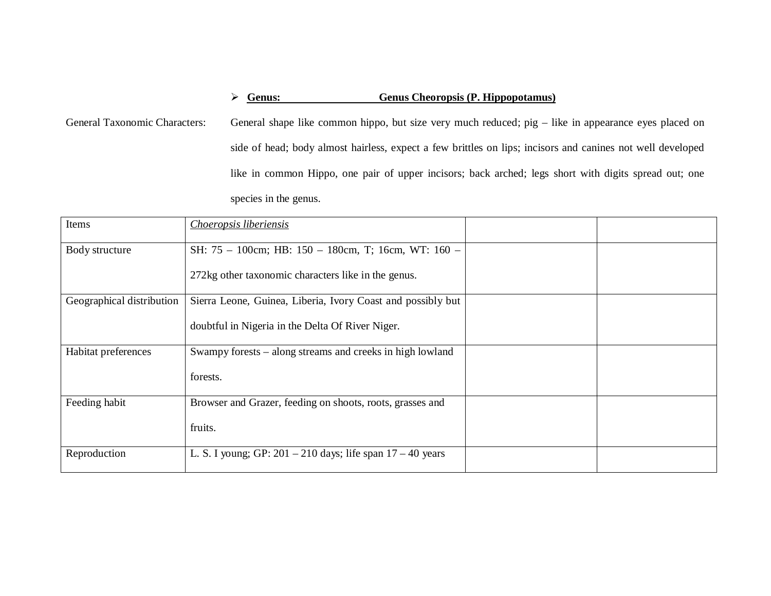- **Genus:** **Genus Cheoropsis (P. Hippopotamus)**

General Taxonomic Characters: General shape like common hippo, but size very much reduced; pig – like in appearance eyes placed on side of head; body almost hairless, expect a few brittles on lips; incisors and canines not well developed like in common Hippo, one pair of upper incisors; back arched; legs short with digits spread out; one species in the genus.

| Items | *Choeropsis liberiensis* | | |
|---|---|---|---|
| Body structure | SH: 75 – 100cm; HB: 150 – 180cm, T; 16cm, WT: 160 – 272kg other taxonomic characters like in the genus. | | |
| Geographical distribution | Sierra Leone, Guinea, Liberia, Ivory Coast and possibly but doubtful in Nigeria in the Delta Of River Niger. | | |
| Habitat preferences | Swampy forests – along streams and creeks in high lowland forests. | | |
| Feeding habit | Browser and Grazer, feeding on shoots, roots, grasses and fruits. | | |
| Reproduction | L. S. I young; GP: 201 – 210 days; life span 17 – 40 years | | |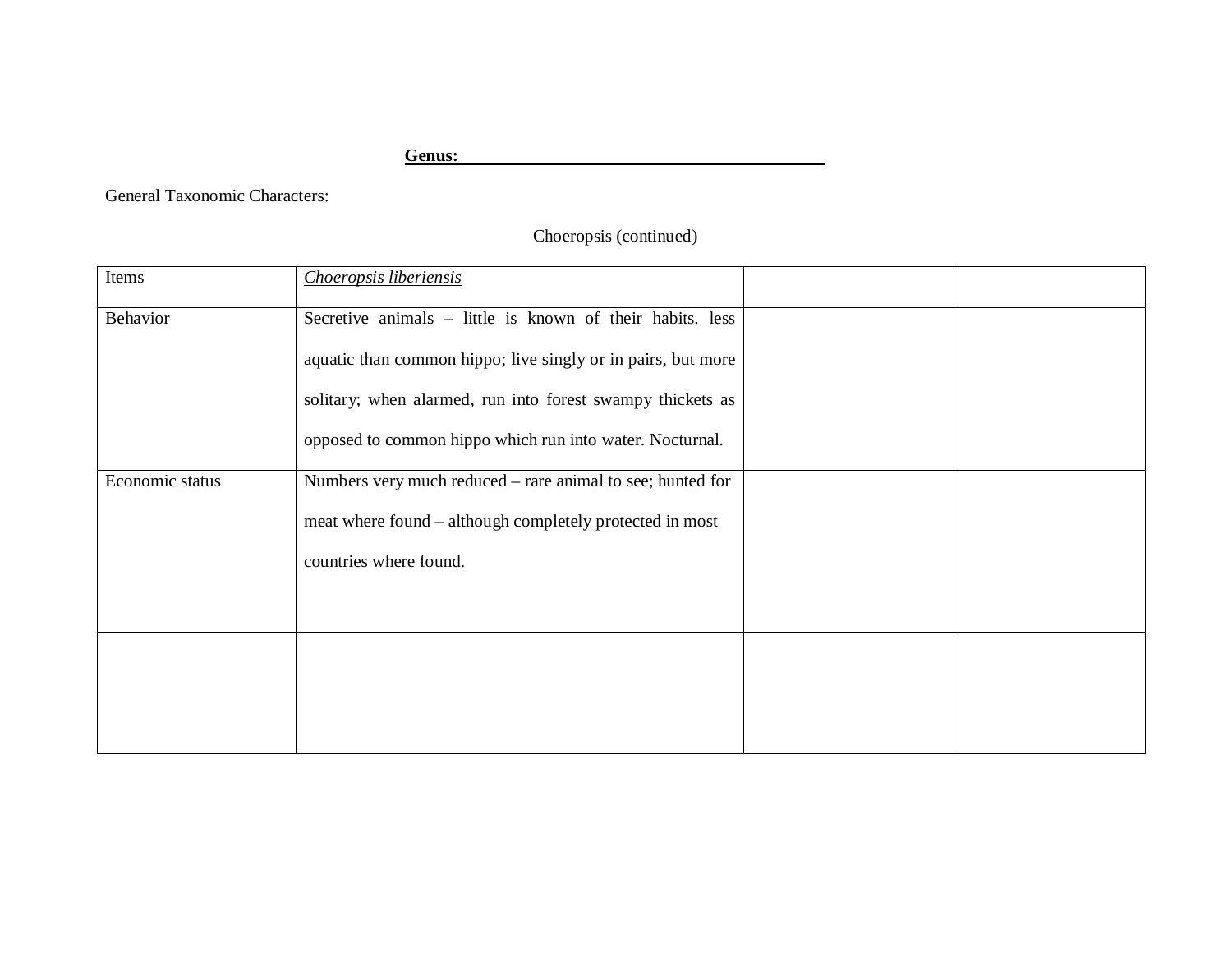**Genus: \_\_\_\_\_\_\_\_\_\_\_\_\_\_\_\_\_\_\_\_\_\_\_\_\_\_\_\_\_\_\_\_\_\_\_\_\_\_\_\_\_**

General Taxonomic Characters:

Choeropsis (continued)

| Items | *Choeropsis liberiensis* | | |
|---|---|---|---|
| Behavior | Secretive animals – little is known of their habits. less aquatic than common hippo; live singly or in pairs, but more solitary; when alarmed, run into forest swampy thickets as opposed to common hippo which run into water. Nocturnal. | | |
| Economic status | Numbers very much reduced – rare animal to see; hunted for meat where found – although completely protected in most countries where found. | | |
| | | | |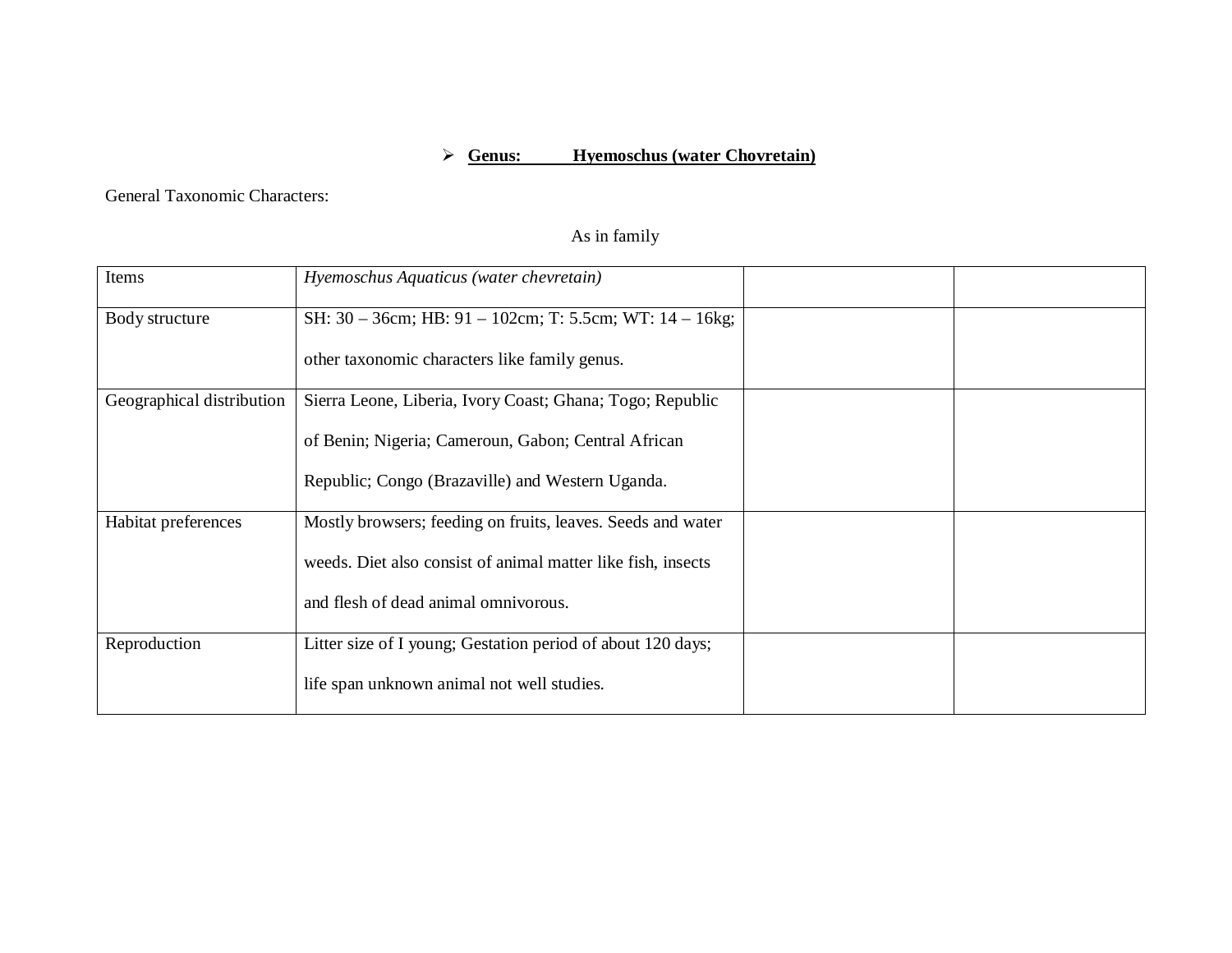- **<u>Genus:          Hyemoschus (water Chovretain)</u>**

General Taxonomic Characters:

As in family

| Items | *Hyemoschus Aquaticus (water chevretain)* | | |
|---|---|---|---|
| Body structure | SH: 30 – 36cm; HB: 91 – 102cm; T: 5.5cm; WT: 14 – 16kg; other taxonomic characters like family genus. | | |
| Geographical distribution | Sierra Leone, Liberia, Ivory Coast; Ghana; Togo; Republic of Benin; Nigeria; Cameroun, Gabon; Central African Republic; Congo (Brazaville) and Western Uganda. | | |
| Habitat preferences | Mostly browsers; feeding on fruits, leaves. Seeds and water weeds. Diet also consist of animal matter like fish, insects and flesh of dead animal omnivorous. | | |
| Reproduction | Litter size of I young; Gestation period of about 120 days; life span unknown animal not well studies. | | |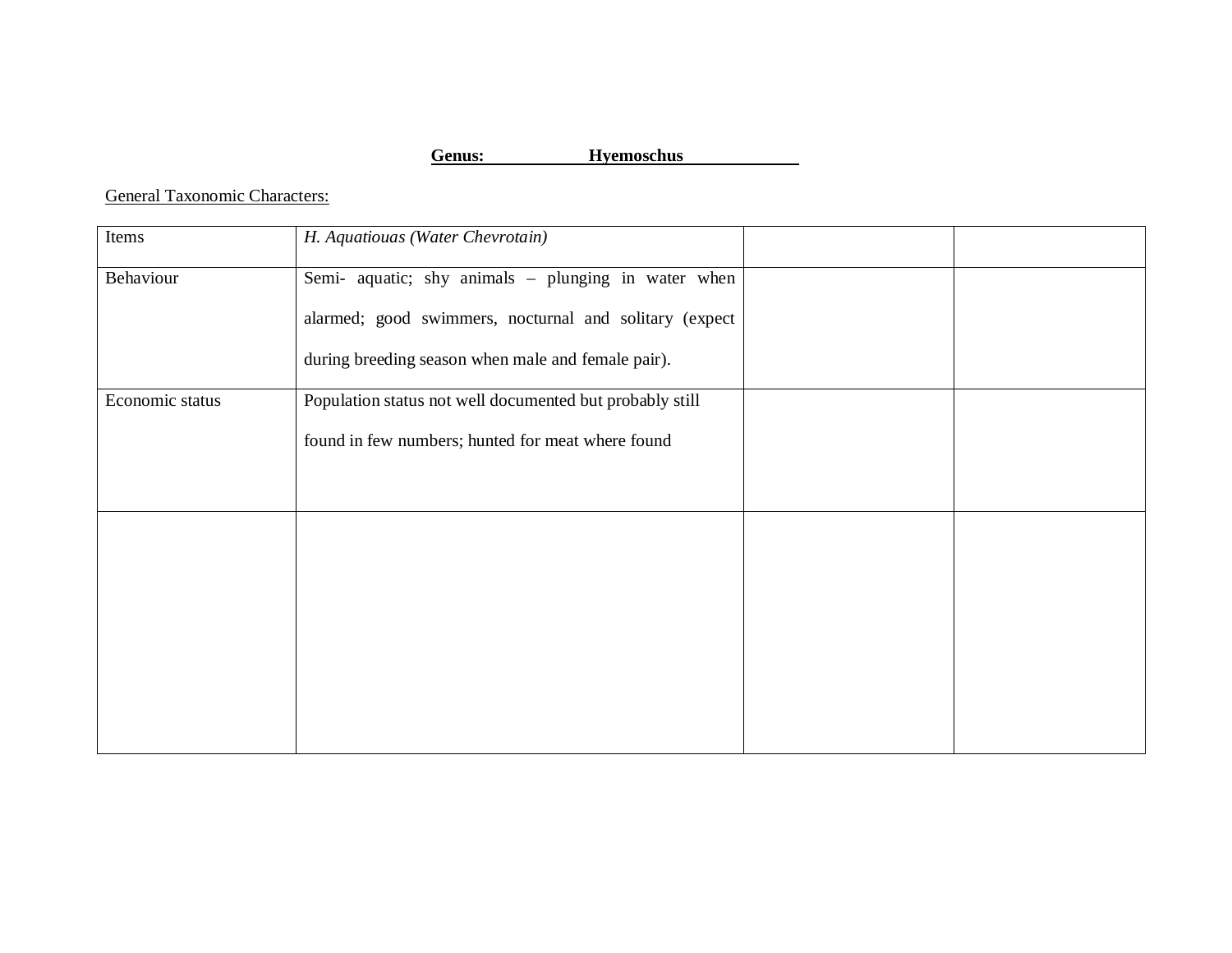**Genus: Hyemoschus**

General Taxonomic Characters:

| Items | *H. Aquatiouas (Water Chevrotain)* | | |
|---|---|---|---|
| Behaviour | Semi- aquatic; shy animals – plunging in water when alarmed; good swimmers, nocturnal and solitary (expect during breeding season when male and female pair). | | |
| Economic status | Population status not well documented but probably still found in few numbers; hunted for meat where found | | |
| | | | |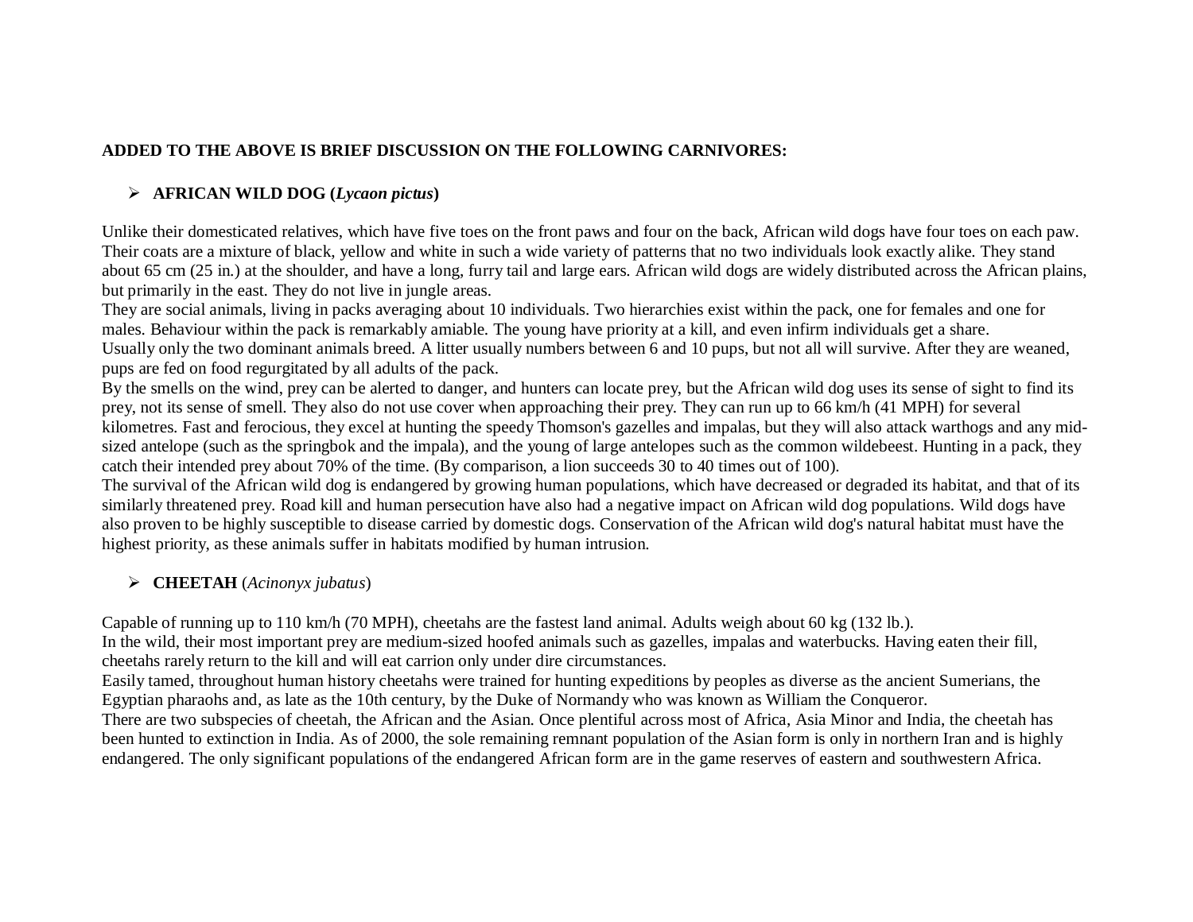**ADDED TO THE ABOVE IS BRIEF DISCUSSION ON THE FOLLOWING CARNIVORES:**

- **AFRICAN WILD DOG (*Lycaon pictus*)**

Unlike their domesticated relatives, which have five toes on the front paws and four on the back, African wild dogs have four toes on each paw. Their coats are a mixture of black, yellow and white in such a wide variety of patterns that no two individuals look exactly alike. They stand about 65 cm (25 in.) at the shoulder, and have a long, furry tail and large ears. African wild dogs are widely distributed across the African plains, but primarily in the east. They do not live in jungle areas.
They are social animals, living in packs averaging about 10 individuals. Two hierarchies exist within the pack, one for females and one for males. Behaviour within the pack is remarkably amiable. The young have priority at a kill, and even infirm individuals get a share.
Usually only the two dominant animals breed. A litter usually numbers between 6 and 10 pups, but not all will survive. After they are weaned, pups are fed on food regurgitated by all adults of the pack.
By the smells on the wind, prey can be alerted to danger, and hunters can locate prey, but the African wild dog uses its sense of sight to find its prey, not its sense of smell. They also do not use cover when approaching their prey. They can run up to 66 km/h (41 MPH) for several kilometres. Fast and ferocious, they excel at hunting the speedy Thomson's gazelles and impalas, but they will also attack warthogs and any mid-sized antelope (such as the springbok and the impala), and the young of large antelopes such as the common wildebeest. Hunting in a pack, they catch their intended prey about 70% of the time. (By comparison, a lion succeeds 30 to 40 times out of 100).
The survival of the African wild dog is endangered by growing human populations, which have decreased or degraded its habitat, and that of its similarly threatened prey. Road kill and human persecution have also had a negative impact on African wild dog populations. Wild dogs have also proven to be highly susceptible to disease carried by domestic dogs. Conservation of the African wild dog's natural habitat must have the highest priority, as these animals suffer in habitats modified by human intrusion.

- **CHEETAH** (*Acinonyx jubatus*)

Capable of running up to 110 km/h (70 MPH), cheetahs are the fastest land animal. Adults weigh about 60 kg (132 lb.).
In the wild, their most important prey are medium-sized hoofed animals such as gazelles, impalas and waterbucks. Having eaten their fill, cheetahs rarely return to the kill and will eat carrion only under dire circumstances.
Easily tamed, throughout human history cheetahs were trained for hunting expeditions by peoples as diverse as the ancient Sumerians, the Egyptian pharaohs and, as late as the 10th century, by the Duke of Normandy who was known as William the Conqueror.
There are two subspecies of cheetah, the African and the Asian. Once plentiful across most of Africa, Asia Minor and India, the cheetah has been hunted to extinction in India. As of 2000, the sole remaining remnant population of the Asian form is only in northern Iran and is highly endangered. The only significant populations of the endangered African form are in the game reserves of eastern and southwestern Africa.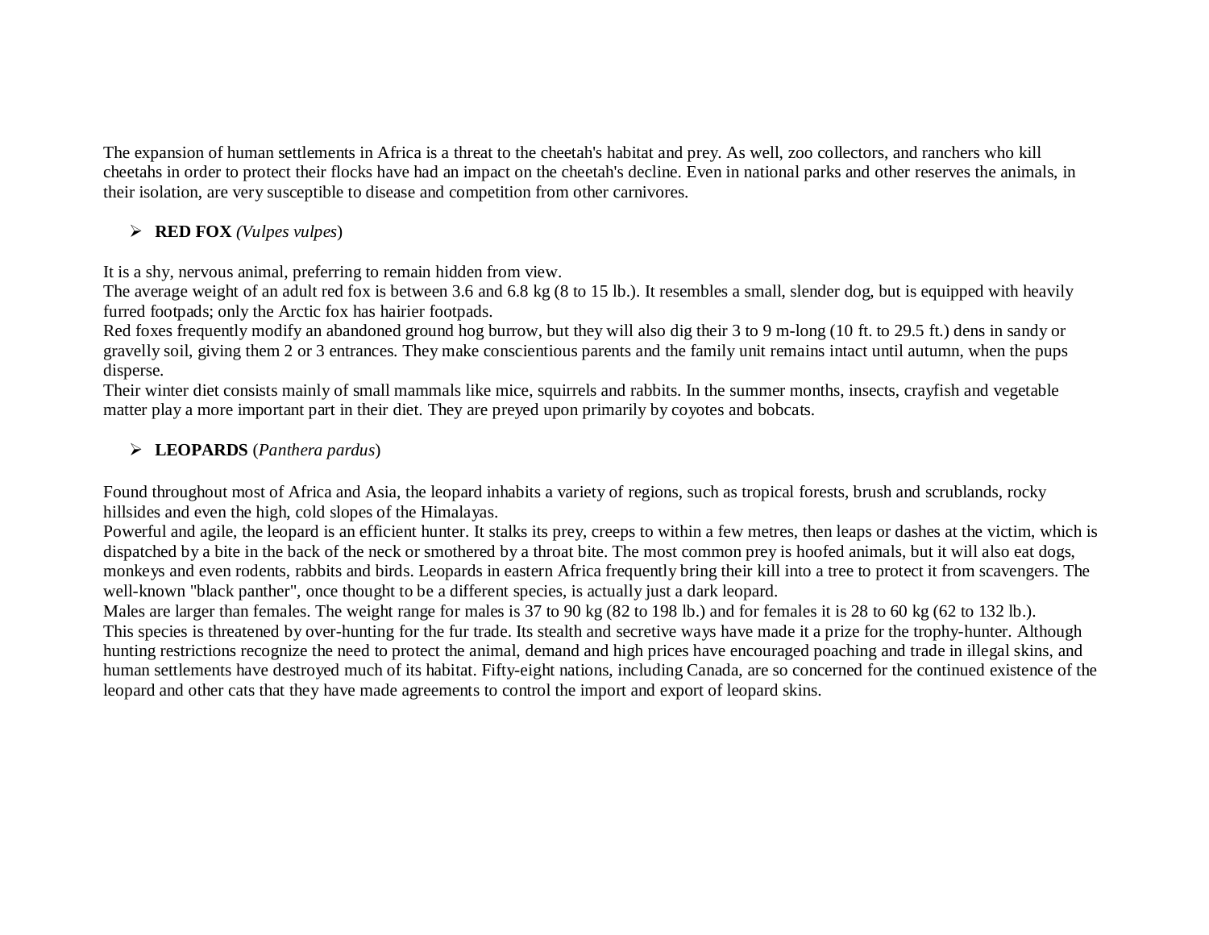The expansion of human settlements in Africa is a threat to the cheetah's habitat and prey. As well, zoo collectors, and ranchers who kill cheetahs in order to protect their flocks have had an impact on the cheetah's decline. Even in national parks and other reserves the animals, in their isolation, are very susceptible to disease and competition from other carnivores.

- **RED FOX** *(Vulpes vulpes*)

It is a shy, nervous animal, preferring to remain hidden from view.
The average weight of an adult red fox is between 3.6 and 6.8 kg (8 to 15 lb.). It resembles a small, slender dog, but is equipped with heavily furred footpads; only the Arctic fox has hairier footpads.
Red foxes frequently modify an abandoned ground hog burrow, but they will also dig their 3 to 9 m-long (10 ft. to 29.5 ft.) dens in sandy or gravelly soil, giving them 2 or 3 entrances. They make conscientious parents and the family unit remains intact until autumn, when the pups disperse.
Their winter diet consists mainly of small mammals like mice, squirrels and rabbits. In the summer months, insects, crayfish and vegetable matter play a more important part in their diet. They are preyed upon primarily by coyotes and bobcats.

- **LEOPARDS** (*Panthera pardus*)

Found throughout most of Africa and Asia, the leopard inhabits a variety of regions, such as tropical forests, brush and scrublands, rocky hillsides and even the high, cold slopes of the Himalayas.
Powerful and agile, the leopard is an efficient hunter. It stalks its prey, creeps to within a few metres, then leaps or dashes at the victim, which is dispatched by a bite in the back of the neck or smothered by a throat bite. The most common prey is hoofed animals, but it will also eat dogs, monkeys and even rodents, rabbits and birds. Leopards in eastern Africa frequently bring their kill into a tree to protect it from scavengers. The well-known "black panther", once thought to be a different species, is actually just a dark leopard.
Males are larger than females. The weight range for males is 37 to 90 kg (82 to 198 lb.) and for females it is 28 to 60 kg (62 to 132 lb.).
This species is threatened by over-hunting for the fur trade. Its stealth and secretive ways have made it a prize for the trophy-hunter. Although hunting restrictions recognize the need to protect the animal, demand and high prices have encouraged poaching and trade in illegal skins, and human settlements have destroyed much of its habitat. Fifty-eight nations, including Canada, are so concerned for the continued existence of the leopard and other cats that they have made agreements to control the import and export of leopard skins.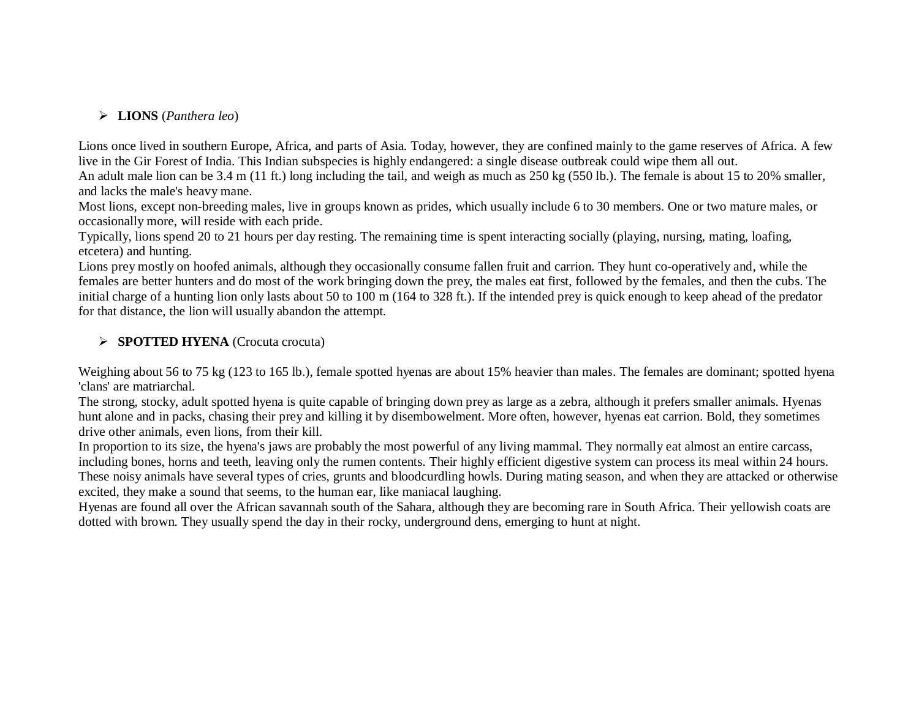- **LIONS** (*Panthera leo*)

Lions once lived in southern Europe, Africa, and parts of Asia. Today, however, they are confined mainly to the game reserves of Africa. A few live in the Gir Forest of India. This Indian subspecies is highly endangered: a single disease outbreak could wipe them all out.
An adult male lion can be 3.4 m (11 ft.) long including the tail, and weigh as much as 250 kg (550 lb.). The female is about 15 to 20% smaller, and lacks the male's heavy mane.
Most lions, except non-breeding males, live in groups known as prides, which usually include 6 to 30 members. One or two mature males, or occasionally more, will reside with each pride.
Typically, lions spend 20 to 21 hours per day resting. The remaining time is spent interacting socially (playing, nursing, mating, loafing, etcetera) and hunting.
Lions prey mostly on hoofed animals, although they occasionally consume fallen fruit and carrion. They hunt co-operatively and, while the females are better hunters and do most of the work bringing down the prey, the males eat first, followed by the females, and then the cubs. The initial charge of a hunting lion only lasts about 50 to 100 m (164 to 328 ft.). If the intended prey is quick enough to keep ahead of the predator for that distance, the lion will usually abandon the attempt.

- **SPOTTED HYENA** (Crocuta crocuta)

Weighing about 56 to 75 kg (123 to 165 lb.), female spotted hyenas are about 15% heavier than males. The females are dominant; spotted hyena 'clans' are matriarchal.
The strong, stocky, adult spotted hyena is quite capable of bringing down prey as large as a zebra, although it prefers smaller animals. Hyenas hunt alone and in packs, chasing their prey and killing it by disembowelment. More often, however, hyenas eat carrion. Bold, they sometimes drive other animals, even lions, from their kill.
In proportion to its size, the hyena's jaws are probably the most powerful of any living mammal. They normally eat almost an entire carcass, including bones, horns and teeth, leaving only the rumen contents. Their highly efficient digestive system can process its meal within 24 hours.
These noisy animals have several types of cries, grunts and bloodcurdling howls. During mating season, and when they are attacked or otherwise excited, they make a sound that seems, to the human ear, like maniacal laughing.
Hyenas are found all over the African savannah south of the Sahara, although they are becoming rare in South Africa. Their yellowish coats are dotted with brown. They usually spend the day in their rocky, underground dens, emerging to hunt at night.